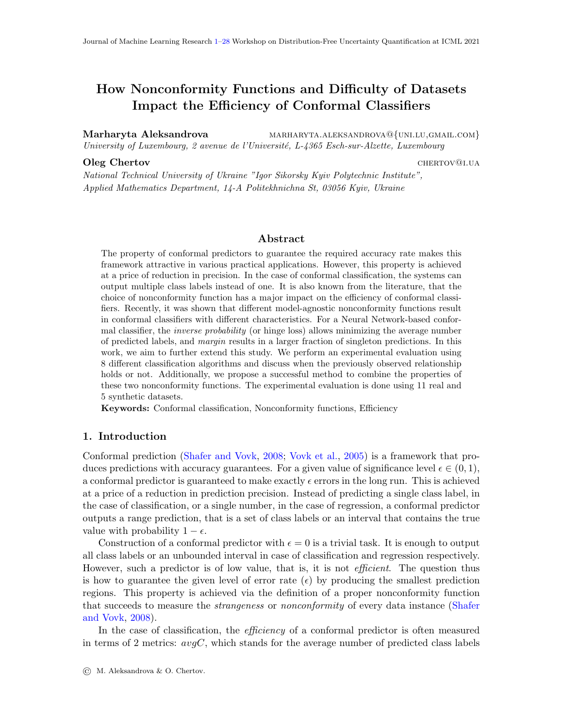# How Nonconformity Functions and Difficulty of Datasets Impact the Efficiency of Conformal Classifiers

**Marharyta Aleksandrova** MARHARYTA.ALEKSANDROVA@{UNI.LU,GMAIL.COM}
*University of Luxembourg, 2 avenue de l'Université, L-4365 Esch-sur-Alzette, Luxembourg*

**Oleg Chertov** CHERTOV@I.UA
*National Technical University of Ukraine "Igor Sikorsky Kyiv Polytechnic Institute", Applied Mathematics Department, 14-A Politekhnichna St, 03056 Kyiv, Ukraine*

## Abstract

The property of conformal predictors to guarantee the required accuracy rate makes this framework attractive in various practical applications. However, this property is achieved at a price of reduction in precision. In the case of conformal classification, the systems can output multiple class labels instead of one. It is also known from the literature, that the choice of nonconformity function has a major impact on the efficiency of conformal classifiers. Recently, it was shown that different model-agnostic nonconformity functions result in conformal classifiers with different characteristics. For a Neural Network-based conformal classifier, the *inverse probability* (or hinge loss) allows minimizing the average number of predicted labels, and *margin* results in a larger fraction of singleton predictions. In this work, we aim to further extend this study. We perform an experimental evaluation using 8 different classification algorithms and discuss when the previously observed relationship holds or not. Additionally, we propose a successful method to combine the properties of these two nonconformity functions. The experimental evaluation is done using 11 real and 5 synthetic datasets.

**Keywords:** Conformal classification, Nonconformity functions, Efficiency

## 1. Introduction

Conformal prediction (Shafer and Vovk, 2008; Vovk et al., 2005) is a framework that produces predictions with accuracy guarantees. For a given value of significance level $\epsilon \in (0, 1)$, a conformal predictor is guaranteed to make exactly $\epsilon$ errors in the long run. This is achieved at a price of a reduction in prediction precision. Instead of predicting a single class label, in the case of classification, or a single number, in the case of regression, a conformal predictor outputs a range prediction, that is a set of class labels or an interval that contains the true value with probability $1 - \epsilon$.

Construction of a conformal predictor with $\epsilon = 0$ is a trivial task. It is enough to output all class labels or an unbounded interval in case of classification and regression respectively. However, such a predictor is of low value, that is, it is not *efficient*. The question thus is how to guarantee the given level of error rate ($\epsilon$) by producing the smallest prediction regions. This property is achieved via the definition of a proper nonconformity function that succeeds to measure the *strangeness* or *nonconformity* of every data instance (Shafer and Vovk, 2008).

In the case of classification, the *efficiency* of a conformal predictor is often measured in terms of 2 metrics: *avgC*, which stands for the average number of predicted class labels

© M. Aleksandrova & O. Chertov.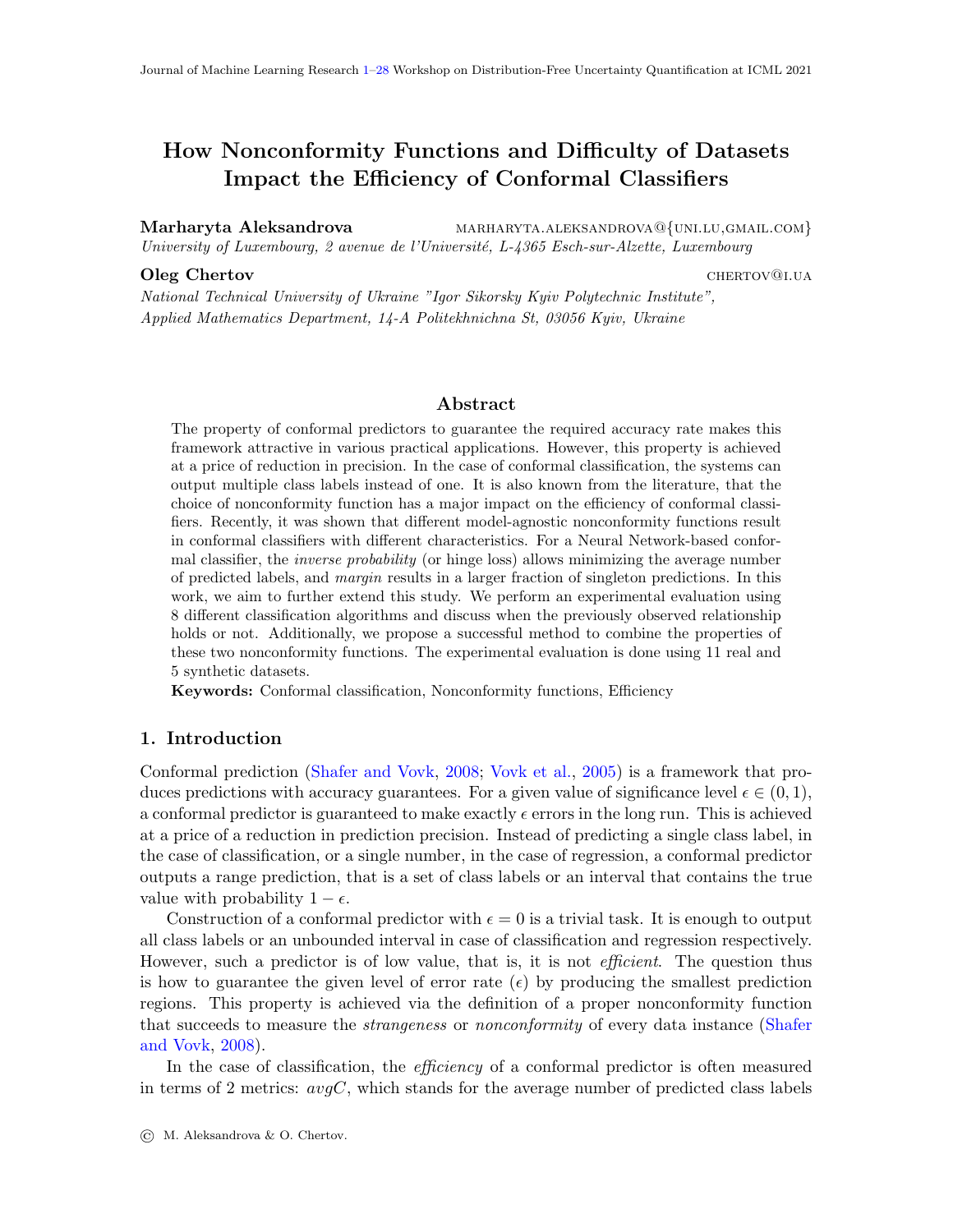# How Nonconformity Functions and Difficulty of Datasets Impact the Efficiency of Conformal Classifiers

**Marharyta Aleksandrova** marharyta.aleksandrova@{uni.lu,gmail.com}
*University of Luxembourg, 2 avenue de l'Université, L-4365 Esch-sur-Alzette, Luxembourg*

**Oleg Chertov** chertov@i.ua
*National Technical University of Ukraine "Igor Sikorsky Kyiv Polytechnic Institute", Applied Mathematics Department, 14-A Politekhnichna St, 03056 Kyiv, Ukraine*

## Abstract

The property of conformal predictors to guarantee the required accuracy rate makes this framework attractive in various practical applications. However, this property is achieved at a price of reduction in precision. In the case of conformal classification, the systems can output multiple class labels instead of one. It is also known from the literature, that the choice of nonconformity function has a major impact on the efficiency of conformal classifiers. Recently, it was shown that different model-agnostic nonconformity functions result in conformal classifiers with different characteristics. For a Neural Network-based conformal classifier, the *inverse probability* (or hinge loss) allows minimizing the average number of predicted labels, and *margin* results in a larger fraction of singleton predictions. In this work, we aim to further extend this study. We perform an experimental evaluation using 8 different classification algorithms and discuss when the previously observed relationship holds or not. Additionally, we propose a successful method to combine the properties of these two nonconformity functions. The experimental evaluation is done using 11 real and 5 synthetic datasets.

**Keywords:** Conformal classification, Nonconformity functions, Efficiency

## 1. Introduction

Conformal prediction (Shafer and Vovk, 2008; Vovk et al., 2005) is a framework that produces predictions with accuracy guarantees. For a given value of significance level $\epsilon \in (0, 1)$, a conformal predictor is guaranteed to make exactly $\epsilon$ errors in the long run. This is achieved at a price of a reduction in prediction precision. Instead of predicting a single class label, in the case of classification, or a single number, in the case of regression, a conformal predictor outputs a range prediction, that is a set of class labels or an interval that contains the true value with probability $1 - \epsilon$.

Construction of a conformal predictor with $\epsilon = 0$ is a trivial task. It is enough to output all class labels or an unbounded interval in case of classification and regression respectively. However, such a predictor is of low value, that is, it is not *efficient*. The question thus is how to guarantee the given level of error rate ($\epsilon$) by producing the smallest prediction regions. This property is achieved via the definition of a proper nonconformity function that succeeds to measure the *strangeness* or *nonconformity* of every data instance (Shafer and Vovk, 2008).

In the case of classification, the *efficiency* of a conformal predictor is often measured in terms of 2 metrics: *avgC*, which stands for the average number of predicted class labels

© M. Aleksandrova & O. Chertov.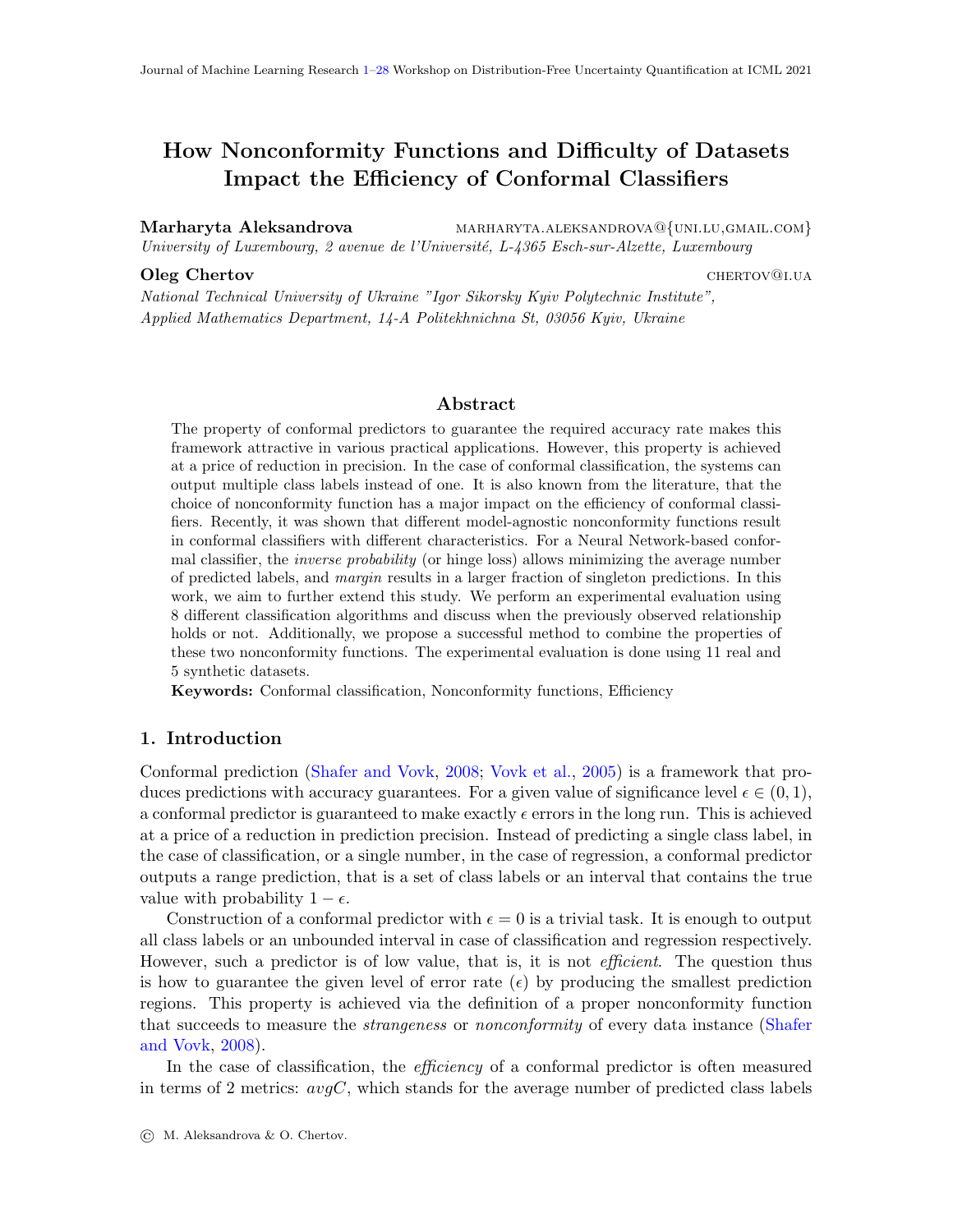# How Nonconformity Functions and Difficulty of Datasets Impact the Efficiency of Conformal Classifiers

**Marharyta Aleksandrova** marharyta.aleksandrova@{uni.lu,gmail.com}
*University of Luxembourg, 2 avenue de l'Université, L-4365 Esch-sur-Alzette, Luxembourg*

**Oleg Chertov** chertov@i.ua
*National Technical University of Ukraine "Igor Sikorsky Kyiv Polytechnic Institute", Applied Mathematics Department, 14-A Politekhnichna St, 03056 Kyiv, Ukraine*

## Abstract

The property of conformal predictors to guarantee the required accuracy rate makes this framework attractive in various practical applications. However, this property is achieved at a price of reduction in precision. In the case of conformal classification, the systems can output multiple class labels instead of one. It is also known from the literature, that the choice of nonconformity function has a major impact on the efficiency of conformal classifiers. Recently, it was shown that different model-agnostic nonconformity functions result in conformal classifiers with different characteristics. For a Neural Network-based conformal classifier, the *inverse probability* (or hinge loss) allows minimizing the average number of predicted labels, and *margin* results in a larger fraction of singleton predictions. In this work, we aim to further extend this study. We perform an experimental evaluation using 8 different classification algorithms and discuss when the previously observed relationship holds or not. Additionally, we propose a successful method to combine the properties of these two nonconformity functions. The experimental evaluation is done using 11 real and 5 synthetic datasets.

**Keywords:** Conformal classification, Nonconformity functions, Efficiency

## 1. Introduction

Conformal prediction (Shafer and Vovk, 2008; Vovk et al., 2005) is a framework that produces predictions with accuracy guarantees. For a given value of significance level $\epsilon \in (0, 1)$, a conformal predictor is guaranteed to make exactly $\epsilon$ errors in the long run. This is achieved at a price of a reduction in prediction precision. Instead of predicting a single class label, in the case of classification, or a single number, in the case of regression, a conformal predictor outputs a range prediction, that is a set of class labels or an interval that contains the true value with probability $1 - \epsilon$.

Construction of a conformal predictor with $\epsilon = 0$ is a trivial task. It is enough to output all class labels or an unbounded interval in case of classification and regression respectively. However, such a predictor is of low value, that is, it is not *efficient*. The question thus is how to guarantee the given level of error rate ($\epsilon$) by producing the smallest prediction regions. This property is achieved via the definition of a proper nonconformity function that succeeds to measure the *strangeness* or *nonconformity* of every data instance (Shafer and Vovk, 2008).

In the case of classification, the *efficiency* of a conformal predictor is often measured in terms of 2 metrics: *avgC*, which stands for the average number of predicted class labels

© M. Aleksandrova & O. Chertov.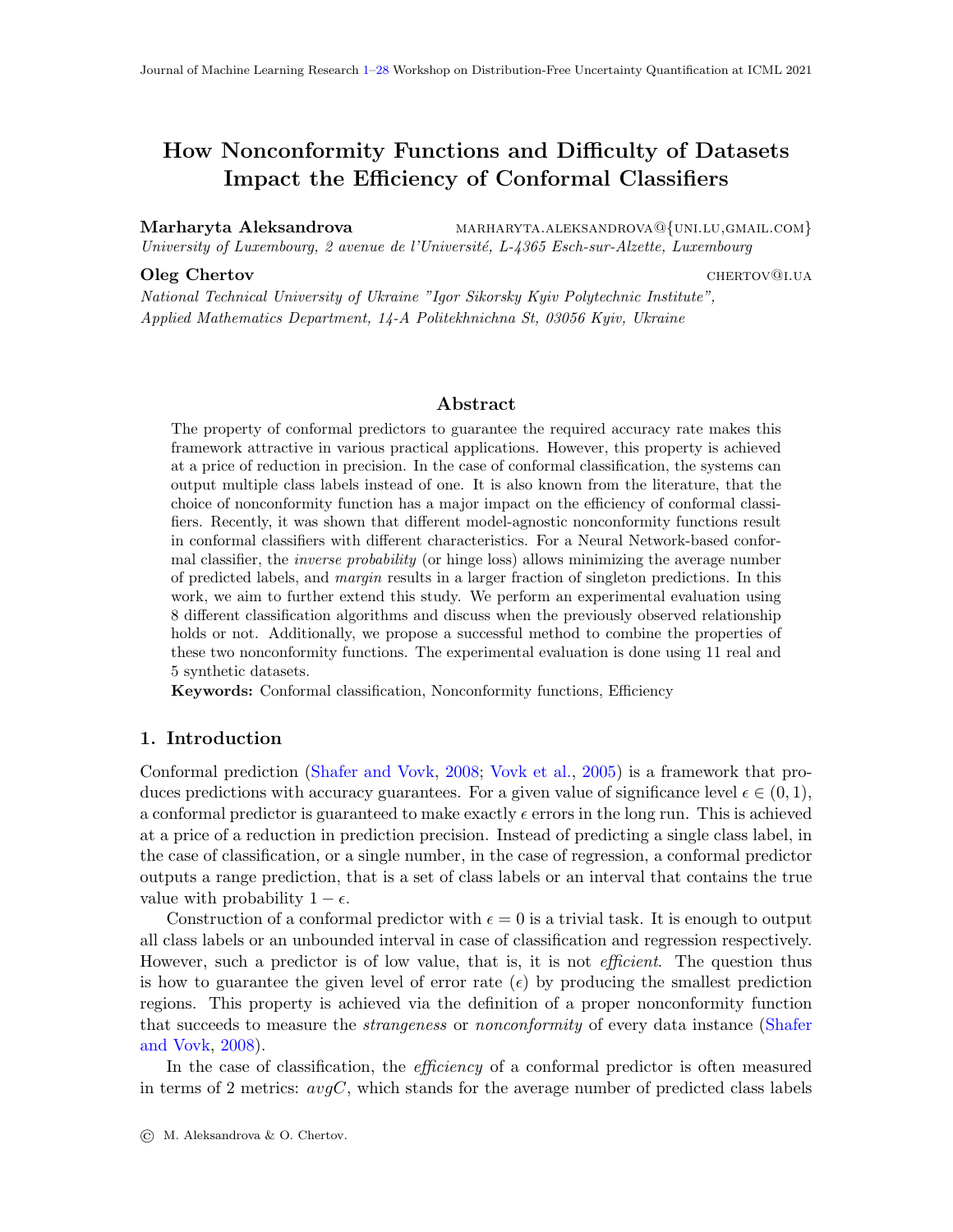# How Nonconformity Functions and Difficulty of Datasets Impact the Efficiency of Conformal Classifiers

**Marharyta Aleksandrova** marharyta.aleksandrova@{uni.lu,gmail.com}
*University of Luxembourg, 2 avenue de l'Université, L-4365 Esch-sur-Alzette, Luxembourg*

**Oleg Chertov** chertov@i.ua
*National Technical University of Ukraine "Igor Sikorsky Kyiv Polytechnic Institute", Applied Mathematics Department, 14-A Politekhnichna St, 03056 Kyiv, Ukraine*

## Abstract

The property of conformal predictors to guarantee the required accuracy rate makes this framework attractive in various practical applications. However, this property is achieved at a price of reduction in precision. In the case of conformal classification, the systems can output multiple class labels instead of one. It is also known from the literature, that the choice of nonconformity function has a major impact on the efficiency of conformal classifiers. Recently, it was shown that different model-agnostic nonconformity functions result in conformal classifiers with different characteristics. For a Neural Network-based conformal classifier, the *inverse probability* (or hinge loss) allows minimizing the average number of predicted labels, and *margin* results in a larger fraction of singleton predictions. In this work, we aim to further extend this study. We perform an experimental evaluation using 8 different classification algorithms and discuss when the previously observed relationship holds or not. Additionally, we propose a successful method to combine the properties of these two nonconformity functions. The experimental evaluation is done using 11 real and 5 synthetic datasets.

**Keywords:** Conformal classification, Nonconformity functions, Efficiency

## 1. Introduction

Conformal prediction (Shafer and Vovk, 2008; Vovk et al., 2005) is a framework that produces predictions with accuracy guarantees. For a given value of significance level $\epsilon \in (0, 1)$, a conformal predictor is guaranteed to make exactly $\epsilon$ errors in the long run. This is achieved at a price of a reduction in prediction precision. Instead of predicting a single class label, in the case of classification, or a single number, in the case of regression, a conformal predictor outputs a range prediction, that is a set of class labels or an interval that contains the true value with probability $1 - \epsilon$.

Construction of a conformal predictor with $\epsilon = 0$ is a trivial task. It is enough to output all class labels or an unbounded interval in case of classification and regression respectively. However, such a predictor is of low value, that is, it is not *efficient*. The question thus is how to guarantee the given level of error rate ($\epsilon$) by producing the smallest prediction regions. This property is achieved via the definition of a proper nonconformity function that succeeds to measure the *strangeness* or *nonconformity* of every data instance (Shafer and Vovk, 2008).

In the case of classification, the *efficiency* of a conformal predictor is often measured in terms of 2 metrics: *avgC*, which stands for the average number of predicted class labels

© M. Aleksandrova & O. Chertov.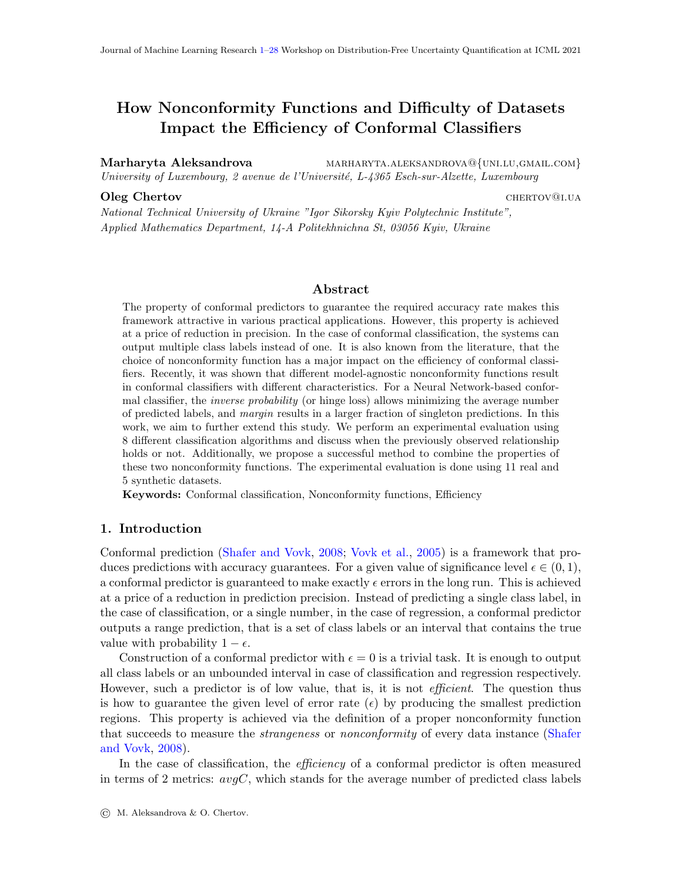# How Nonconformity Functions and Difficulty of Datasets Impact the Efficiency of Conformal Classifiers

**Marharyta Aleksandrova** MARHARYTA.ALEKSANDROVA@{UNI.LU,GMAIL.COM}
*University of Luxembourg, 2 avenue de l'Université, L-4365 Esch-sur-Alzette, Luxembourg*

**Oleg Chertov** CHERTOV@I.UA
*National Technical University of Ukraine "Igor Sikorsky Kyiv Polytechnic Institute", Applied Mathematics Department, 14-A Politekhnichna St, 03056 Kyiv, Ukraine*

## Abstract

The property of conformal predictors to guarantee the required accuracy rate makes this framework attractive in various practical applications. However, this property is achieved at a price of reduction in precision. In the case of conformal classification, the systems can output multiple class labels instead of one. It is also known from the literature, that the choice of nonconformity function has a major impact on the efficiency of conformal classifiers. Recently, it was shown that different model-agnostic nonconformity functions result in conformal classifiers with different characteristics. For a Neural Network-based conformal classifier, the *inverse probability* (or hinge loss) allows minimizing the average number of predicted labels, and *margin* results in a larger fraction of singleton predictions. In this work, we aim to further extend this study. We perform an experimental evaluation using 8 different classification algorithms and discuss when the previously observed relationship holds or not. Additionally, we propose a successful method to combine the properties of these two nonconformity functions. The experimental evaluation is done using 11 real and 5 synthetic datasets.

**Keywords:** Conformal classification, Nonconformity functions, Efficiency

## 1. Introduction

Conformal prediction (Shafer and Vovk, 2008; Vovk et al., 2005) is a framework that produces predictions with accuracy guarantees. For a given value of significance level $\epsilon \in (0, 1)$, a conformal predictor is guaranteed to make exactly $\epsilon$ errors in the long run. This is achieved at a price of a reduction in prediction precision. Instead of predicting a single class label, in the case of classification, or a single number, in the case of regression, a conformal predictor outputs a range prediction, that is a set of class labels or an interval that contains the true value with probability $1 - \epsilon$.

Construction of a conformal predictor with $\epsilon = 0$ is a trivial task. It is enough to output all class labels or an unbounded interval in case of classification and regression respectively. However, such a predictor is of low value, that is, it is not *efficient*. The question thus is how to guarantee the given level of error rate ($\epsilon$) by producing the smallest prediction regions. This property is achieved via the definition of a proper nonconformity function that succeeds to measure the *strangeness* or *nonconformity* of every data instance (Shafer and Vovk, 2008).

In the case of classification, the *efficiency* of a conformal predictor is often measured in terms of 2 metrics: *avgC*, which stands for the average number of predicted class labels

© M. Aleksandrova & O. Chertov.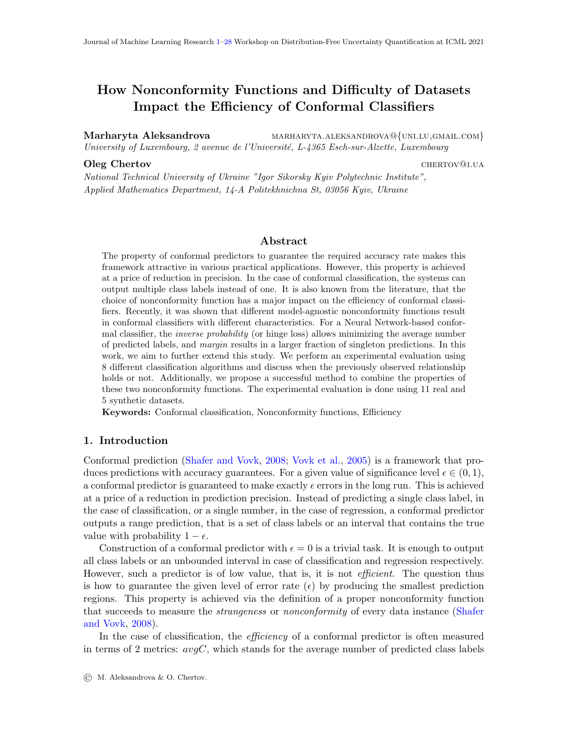# How Nonconformity Functions and Difficulty of Datasets Impact the Efficiency of Conformal Classifiers

**Marharyta Aleksandrova** marharyta.aleksandrova@{uni.lu,gmail.com}
*University of Luxembourg, 2 avenue de l'Université, L-4365 Esch-sur-Alzette, Luxembourg*

**Oleg Chertov** chertov@i.ua
*National Technical University of Ukraine "Igor Sikorsky Kyiv Polytechnic Institute", Applied Mathematics Department, 14-A Politekhnichna St, 03056 Kyiv, Ukraine*

## Abstract

The property of conformal predictors to guarantee the required accuracy rate makes this framework attractive in various practical applications. However, this property is achieved at a price of reduction in precision. In the case of conformal classification, the systems can output multiple class labels instead of one. It is also known from the literature, that the choice of nonconformity function has a major impact on the efficiency of conformal classifiers. Recently, it was shown that different model-agnostic nonconformity functions result in conformal classifiers with different characteristics. For a Neural Network-based conformal classifier, the *inverse probability* (or hinge loss) allows minimizing the average number of predicted labels, and *margin* results in a larger fraction of singleton predictions. In this work, we aim to further extend this study. We perform an experimental evaluation using 8 different classification algorithms and discuss when the previously observed relationship holds or not. Additionally, we propose a successful method to combine the properties of these two nonconformity functions. The experimental evaluation is done using 11 real and 5 synthetic datasets.

**Keywords:** Conformal classification, Nonconformity functions, Efficiency

## 1. Introduction

Conformal prediction (Shafer and Vovk, 2008; Vovk et al., 2005) is a framework that produces predictions with accuracy guarantees. For a given value of significance level $\epsilon \in (0, 1)$, a conformal predictor is guaranteed to make exactly $\epsilon$ errors in the long run. This is achieved at a price of a reduction in prediction precision. Instead of predicting a single class label, in the case of classification, or a single number, in the case of regression, a conformal predictor outputs a range prediction, that is a set of class labels or an interval that contains the true value with probability $1 - \epsilon$.

Construction of a conformal predictor with $\epsilon = 0$ is a trivial task. It is enough to output all class labels or an unbounded interval in case of classification and regression respectively. However, such a predictor is of low value, that is, it is not *efficient*. The question thus is how to guarantee the given level of error rate ($\epsilon$) by producing the smallest prediction regions. This property is achieved via the definition of a proper nonconformity function that succeeds to measure the *strangeness* or *nonconformity* of every data instance (Shafer and Vovk, 2008).

In the case of classification, the *efficiency* of a conformal predictor is often measured in terms of 2 metrics: *avgC*, which stands for the average number of predicted class labels

© M. Aleksandrova & O. Chertov.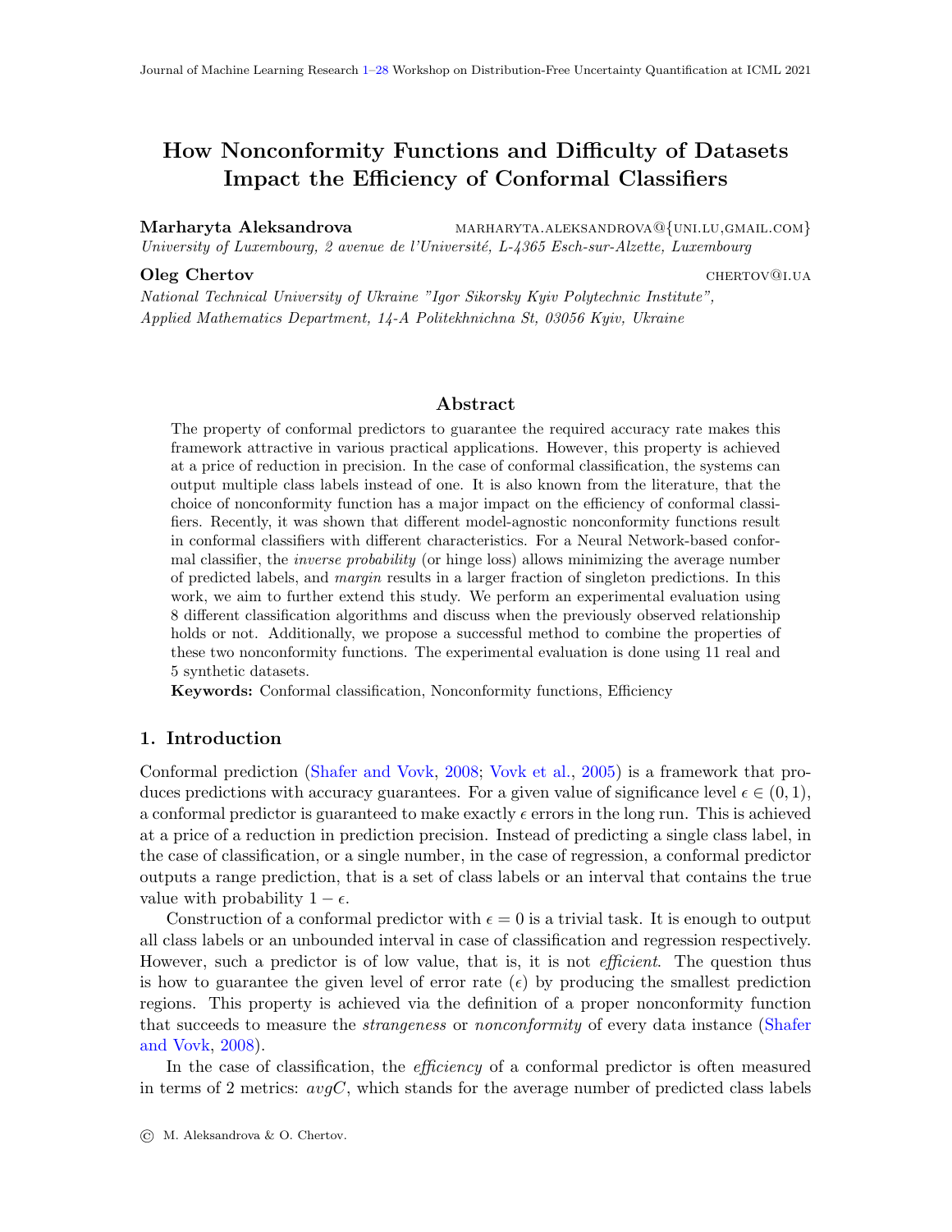# How Nonconformity Functions and Difficulty of Datasets Impact the Efficiency of Conformal Classifiers

**Marharyta Aleksandrova** marharyta.aleksandrova@{uni.lu,gmail.com}

*University of Luxembourg, 2 avenue de l'Université, L-4365 Esch-sur-Alzette, Luxembourg*

**Oleg Chertov** chertov@i.ua

*National Technical University of Ukraine "Igor Sikorsky Kyiv Polytechnic Institute", Applied Mathematics Department, 14-A Politekhnichna St, 03056 Kyiv, Ukraine*

## Abstract

The property of conformal predictors to guarantee the required accuracy rate makes this framework attractive in various practical applications. However, this property is achieved at a price of reduction in precision. In the case of conformal classification, the systems can output multiple class labels instead of one. It is also known from the literature, that the choice of nonconformity function has a major impact on the efficiency of conformal classifiers. Recently, it was shown that different model-agnostic nonconformity functions result in conformal classifiers with different characteristics. For a Neural Network-based conformal classifier, the *inverse probability* (or hinge loss) allows minimizing the average number of predicted labels, and *margin* results in a larger fraction of singleton predictions. In this work, we aim to further extend this study. We perform an experimental evaluation using 8 different classification algorithms and discuss when the previously observed relationship holds or not. Additionally, we propose a successful method to combine the properties of these two nonconformity functions. The experimental evaluation is done using 11 real and 5 synthetic datasets.

**Keywords:** Conformal classification, Nonconformity functions, Efficiency

## 1. Introduction

Conformal prediction (Shafer and Vovk, 2008; Vovk et al., 2005) is a framework that produces predictions with accuracy guarantees. For a given value of significance level $\epsilon \in (0, 1)$, a conformal predictor is guaranteed to make exactly $\epsilon$ errors in the long run. This is achieved at a price of a reduction in prediction precision. Instead of predicting a single class label, in the case of classification, or a single number, in the case of regression, a conformal predictor outputs a range prediction, that is a set of class labels or an interval that contains the true value with probability $1 - \epsilon$.

Construction of a conformal predictor with $\epsilon = 0$ is a trivial task. It is enough to output all class labels or an unbounded interval in case of classification and regression respectively. However, such a predictor is of low value, that is, it is not *efficient*. The question thus is how to guarantee the given level of error rate ($\epsilon$) by producing the smallest prediction regions. This property is achieved via the definition of a proper nonconformity function that succeeds to measure the *strangeness* or *nonconformity* of every data instance (Shafer and Vovk, 2008).

In the case of classification, the *efficiency* of a conformal predictor is often measured in terms of 2 metrics: *avgC*, which stands for the average number of predicted class labels

© M. Aleksandrova & O. Chertov.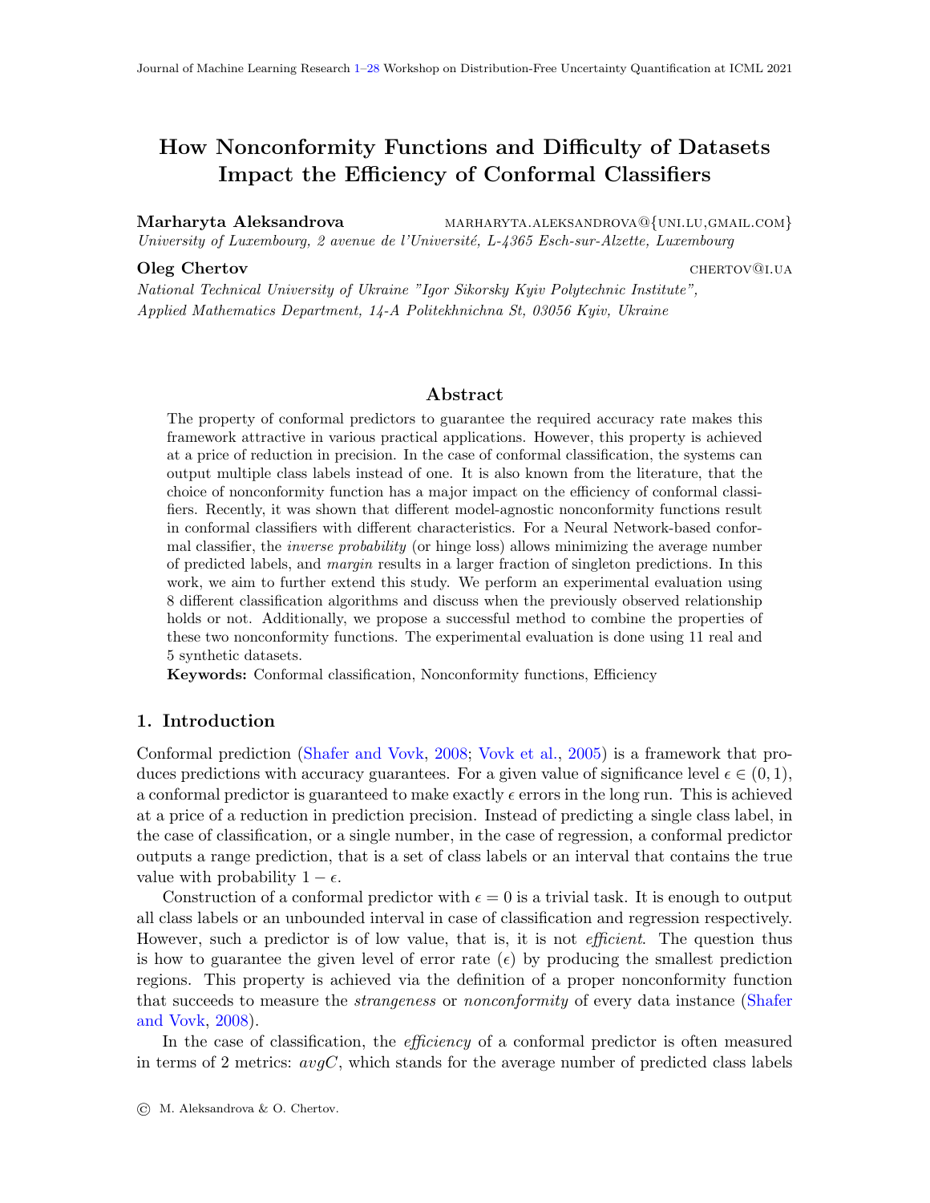# How Nonconformity Functions and Difficulty of Datasets Impact the Efficiency of Conformal Classifiers

**Marharyta Aleksandrova** marharyta.aleksandrova@{uni.lu,gmail.com}
*University of Luxembourg, 2 avenue de l'Université, L-4365 Esch-sur-Alzette, Luxembourg*

**Oleg Chertov** chertov@i.ua
*National Technical University of Ukraine "Igor Sikorsky Kyiv Polytechnic Institute", Applied Mathematics Department, 14-A Politekhnichna St, 03056 Kyiv, Ukraine*

## Abstract

The property of conformal predictors to guarantee the required accuracy rate makes this framework attractive in various practical applications. However, this property is achieved at a price of reduction in precision. In the case of conformal classification, the systems can output multiple class labels instead of one. It is also known from the literature, that the choice of nonconformity function has a major impact on the efficiency of conformal classifiers. Recently, it was shown that different model-agnostic nonconformity functions result in conformal classifiers with different characteristics. For a Neural Network-based conformal classifier, the *inverse probability* (or hinge loss) allows minimizing the average number of predicted labels, and *margin* results in a larger fraction of singleton predictions. In this work, we aim to further extend this study. We perform an experimental evaluation using 8 different classification algorithms and discuss when the previously observed relationship holds or not. Additionally, we propose a successful method to combine the properties of these two nonconformity functions. The experimental evaluation is done using 11 real and 5 synthetic datasets.

**Keywords:** Conformal classification, Nonconformity functions, Efficiency

## 1. Introduction

Conformal prediction (Shafer and Vovk, 2008; Vovk et al., 2005) is a framework that produces predictions with accuracy guarantees. For a given value of significance level $\epsilon \in (0, 1)$, a conformal predictor is guaranteed to make exactly $\epsilon$ errors in the long run. This is achieved at a price of a reduction in prediction precision. Instead of predicting a single class label, in the case of classification, or a single number, in the case of regression, a conformal predictor outputs a range prediction, that is a set of class labels or an interval that contains the true value with probability $1 - \epsilon$.

Construction of a conformal predictor with $\epsilon = 0$ is a trivial task. It is enough to output all class labels or an unbounded interval in case of classification and regression respectively. However, such a predictor is of low value, that is, it is not *efficient*. The question thus is how to guarantee the given level of error rate ($\epsilon$) by producing the smallest prediction regions. This property is achieved via the definition of a proper nonconformity function that succeeds to measure the *strangeness* or *nonconformity* of every data instance (Shafer and Vovk, 2008).

In the case of classification, the *efficiency* of a conformal predictor is often measured in terms of 2 metrics: *avgC*, which stands for the average number of predicted class labels

© M. Aleksandrova & O. Chertov.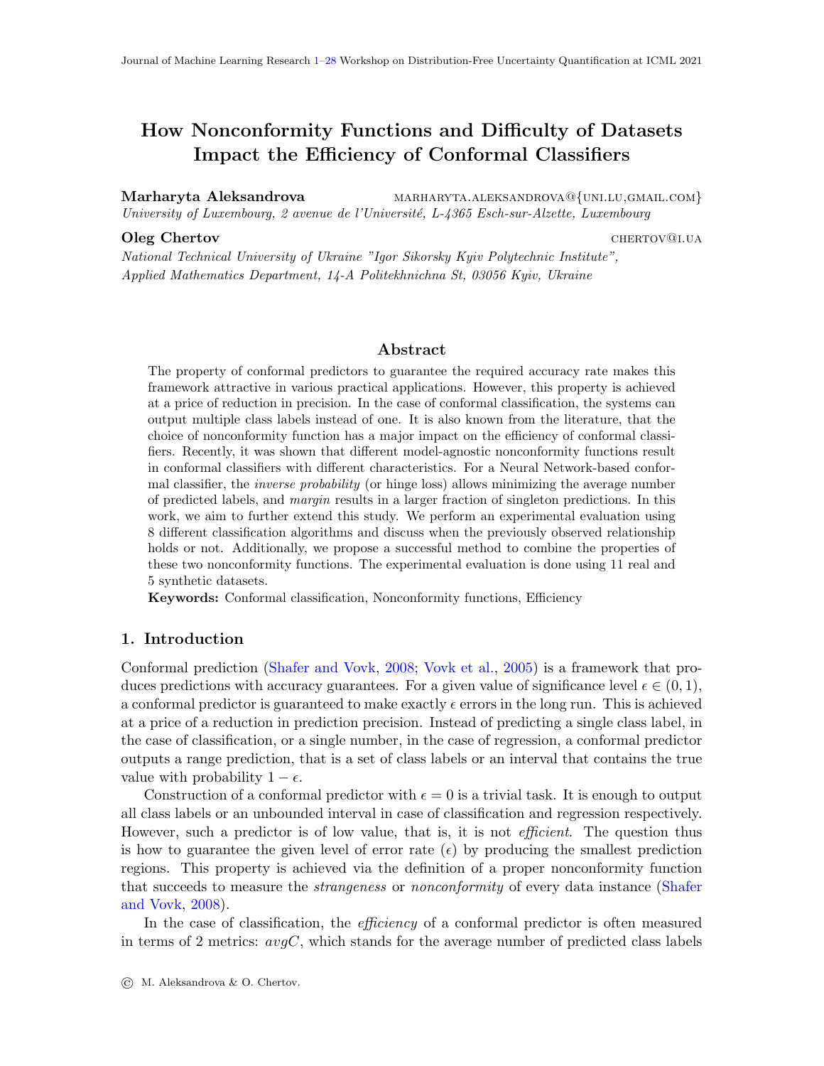# How Nonconformity Functions and Difficulty of Datasets Impact the Efficiency of Conformal Classifiers

**Marharyta Aleksandrova** MARHARYTA.ALEKSANDROVA@{UNI.LU,GMAIL.COM}
*University of Luxembourg, 2 avenue de l'Université, L-4365 Esch-sur-Alzette, Luxembourg*

**Oleg Chertov** CHERTOV@I.UA
*National Technical University of Ukraine "Igor Sikorsky Kyiv Polytechnic Institute", Applied Mathematics Department, 14-A Politekhnichna St, 03056 Kyiv, Ukraine*

## Abstract

The property of conformal predictors to guarantee the required accuracy rate makes this framework attractive in various practical applications. However, this property is achieved at a price of reduction in precision. In the case of conformal classification, the systems can output multiple class labels instead of one. It is also known from the literature, that the choice of nonconformity function has a major impact on the efficiency of conformal classifiers. Recently, it was shown that different model-agnostic nonconformity functions result in conformal classifiers with different characteristics. For a Neural Network-based conformal classifier, the *inverse probability* (or hinge loss) allows minimizing the average number of predicted labels, and *margin* results in a larger fraction of singleton predictions. In this work, we aim to further extend this study. We perform an experimental evaluation using 8 different classification algorithms and discuss when the previously observed relationship holds or not. Additionally, we propose a successful method to combine the properties of these two nonconformity functions. The experimental evaluation is done using 11 real and 5 synthetic datasets.

**Keywords:** Conformal classification, Nonconformity functions, Efficiency

## 1. Introduction

Conformal prediction (Shafer and Vovk, 2008; Vovk et al., 2005) is a framework that produces predictions with accuracy guarantees. For a given value of significance level $\epsilon \in (0, 1)$, a conformal predictor is guaranteed to make exactly $\epsilon$ errors in the long run. This is achieved at a price of a reduction in prediction precision. Instead of predicting a single class label, in the case of classification, or a single number, in the case of regression, a conformal predictor outputs a range prediction, that is a set of class labels or an interval that contains the true value with probability $1 - \epsilon$.

Construction of a conformal predictor with $\epsilon = 0$ is a trivial task. It is enough to output all class labels or an unbounded interval in case of classification and regression respectively. However, such a predictor is of low value, that is, it is not *efficient*. The question thus is how to guarantee the given level of error rate ($\epsilon$) by producing the smallest prediction regions. This property is achieved via the definition of a proper nonconformity function that succeeds to measure the *strangeness* or *nonconformity* of every data instance (Shafer and Vovk, 2008).

In the case of classification, the *efficiency* of a conformal predictor is often measured in terms of 2 metrics: *avgC*, which stands for the average number of predicted class labels

© M. Aleksandrova & O. Chertov.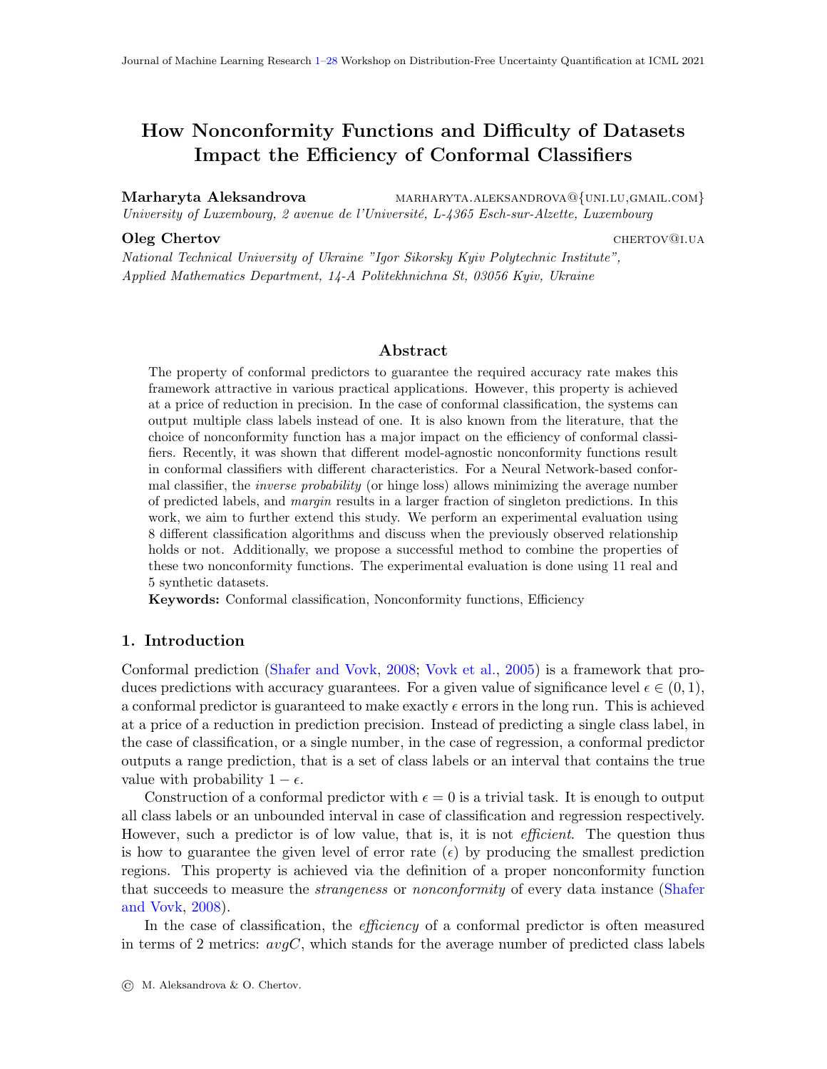# How Nonconformity Functions and Difficulty of Datasets Impact the Efficiency of Conformal Classifiers

**Marharyta Aleksandrova** marharyta.aleksandrova@{uni.lu,gmail.com}
*University of Luxembourg, 2 avenue de l'Université, L-4365 Esch-sur-Alzette, Luxembourg*

**Oleg Chertov** chertov@i.ua
*National Technical University of Ukraine "Igor Sikorsky Kyiv Polytechnic Institute", Applied Mathematics Department, 14-A Politekhnichna St, 03056 Kyiv, Ukraine*

## Abstract

The property of conformal predictors to guarantee the required accuracy rate makes this framework attractive in various practical applications. However, this property is achieved at a price of reduction in precision. In the case of conformal classification, the systems can output multiple class labels instead of one. It is also known from the literature, that the choice of nonconformity function has a major impact on the efficiency of conformal classifiers. Recently, it was shown that different model-agnostic nonconformity functions result in conformal classifiers with different characteristics. For a Neural Network-based conformal classifier, the *inverse probability* (or hinge loss) allows minimizing the average number of predicted labels, and *margin* results in a larger fraction of singleton predictions. In this work, we aim to further extend this study. We perform an experimental evaluation using 8 different classification algorithms and discuss when the previously observed relationship holds or not. Additionally, we propose a successful method to combine the properties of these two nonconformity functions. The experimental evaluation is done using 11 real and 5 synthetic datasets.

**Keywords:** Conformal classification, Nonconformity functions, Efficiency

## 1. Introduction

Conformal prediction (Shafer and Vovk, 2008; Vovk et al., 2005) is a framework that produces predictions with accuracy guarantees. For a given value of significance level $\epsilon \in (0, 1)$, a conformal predictor is guaranteed to make exactly $\epsilon$ errors in the long run. This is achieved at a price of a reduction in prediction precision. Instead of predicting a single class label, in the case of classification, or a single number, in the case of regression, a conformal predictor outputs a range prediction, that is a set of class labels or an interval that contains the true value with probability $1 - \epsilon$.

Construction of a conformal predictor with $\epsilon = 0$ is a trivial task. It is enough to output all class labels or an unbounded interval in case of classification and regression respectively. However, such a predictor is of low value, that is, it is not *efficient*. The question thus is how to guarantee the given level of error rate ($\epsilon$) by producing the smallest prediction regions. This property is achieved via the definition of a proper nonconformity function that succeeds to measure the *strangeness* or *nonconformity* of every data instance (Shafer and Vovk, 2008).

In the case of classification, the *efficiency* of a conformal predictor is often measured in terms of 2 metrics: *avgC*, which stands for the average number of predicted class labels

© M. Aleksandrova & O. Chertov.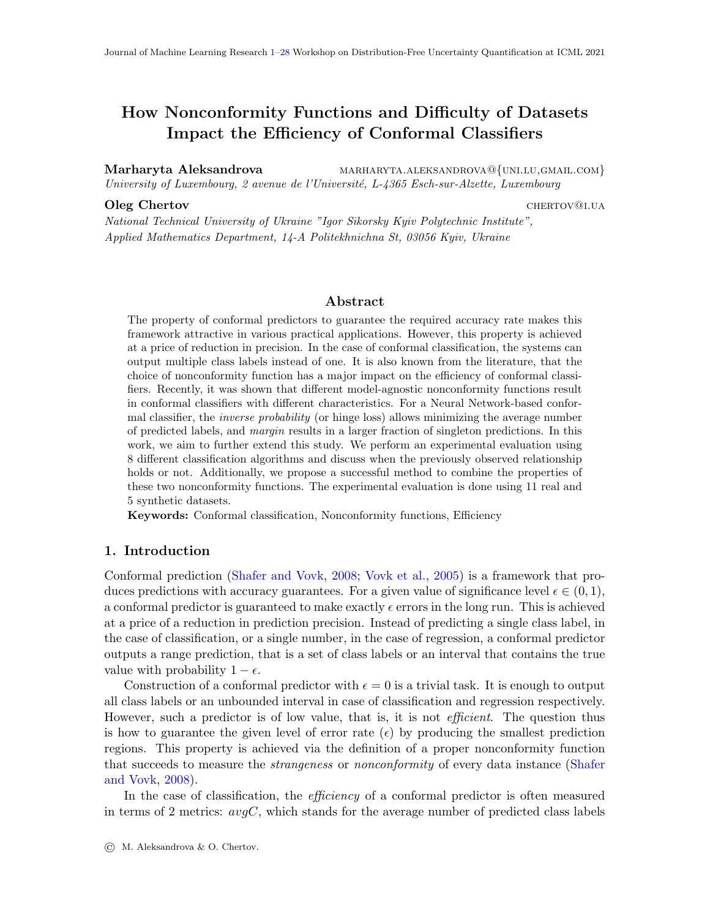# How Nonconformity Functions and Difficulty of Datasets Impact the Efficiency of Conformal Classifiers

**Marharyta Aleksandrova** marharyta.aleksandrova@{uni.lu,gmail.com}
*University of Luxembourg, 2 avenue de l'Université, L-4365 Esch-sur-Alzette, Luxembourg*

**Oleg Chertov** chertov@i.ua
*National Technical University of Ukraine "Igor Sikorsky Kyiv Polytechnic Institute", Applied Mathematics Department, 14-A Politekhnichna St, 03056 Kyiv, Ukraine*

## Abstract

The property of conformal predictors to guarantee the required accuracy rate makes this framework attractive in various practical applications. However, this property is achieved at a price of reduction in precision. In the case of conformal classification, the systems can output multiple class labels instead of one. It is also known from the literature, that the choice of nonconformity function has a major impact on the efficiency of conformal classifiers. Recently, it was shown that different model-agnostic nonconformity functions result in conformal classifiers with different characteristics. For a Neural Network-based conformal classifier, the *inverse probability* (or hinge loss) allows minimizing the average number of predicted labels, and *margin* results in a larger fraction of singleton predictions. In this work, we aim to further extend this study. We perform an experimental evaluation using 8 different classification algorithms and discuss when the previously observed relationship holds or not. Additionally, we propose a successful method to combine the properties of these two nonconformity functions. The experimental evaluation is done using 11 real and 5 synthetic datasets.

**Keywords:** Conformal classification, Nonconformity functions, Efficiency

## 1. Introduction

Conformal prediction (Shafer and Vovk, 2008; Vovk et al., 2005) is a framework that produces predictions with accuracy guarantees. For a given value of significance level $\epsilon \in (0, 1)$, a conformal predictor is guaranteed to make exactly $\epsilon$ errors in the long run. This is achieved at a price of a reduction in prediction precision. Instead of predicting a single class label, in the case of classification, or a single number, in the case of regression, a conformal predictor outputs a range prediction, that is a set of class labels or an interval that contains the true value with probability $1 - \epsilon$.

Construction of a conformal predictor with $\epsilon = 0$ is a trivial task. It is enough to output all class labels or an unbounded interval in case of classification and regression respectively. However, such a predictor is of low value, that is, it is not *efficient*. The question thus is how to guarantee the given level of error rate ($\epsilon$) by producing the smallest prediction regions. This property is achieved via the definition of a proper nonconformity function that succeeds to measure the *strangeness* or *nonconformity* of every data instance (Shafer and Vovk, 2008).

In the case of classification, the *efficiency* of a conformal predictor is often measured in terms of 2 metrics: *avgC*, which stands for the average number of predicted class labels

© M. Aleksandrova & O. Chertov.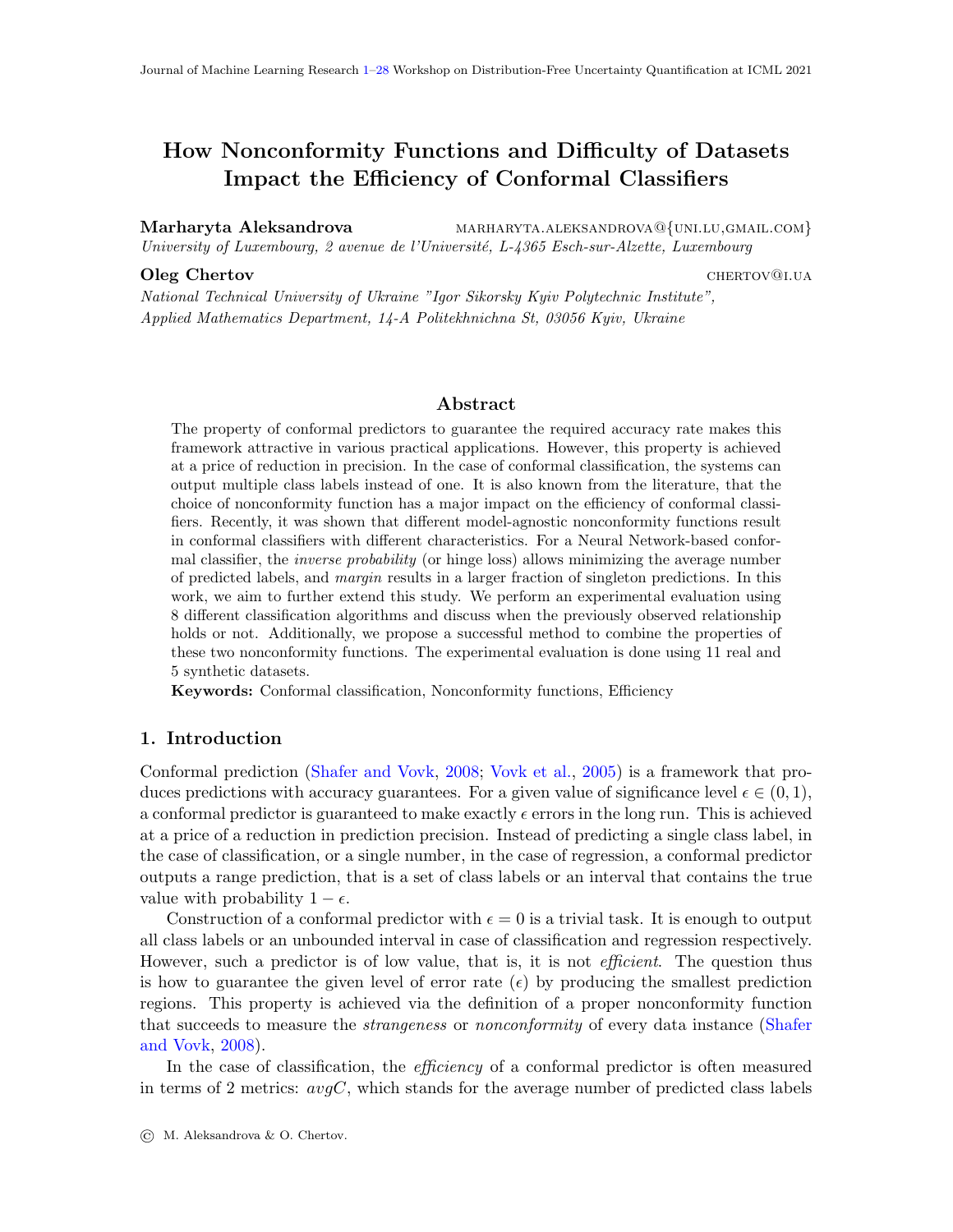# How Nonconformity Functions and Difficulty of Datasets Impact the Efficiency of Conformal Classifiers

**Marharyta Aleksandrova** MARHARYTA.ALEKSANDROVA@{UNI.LU,GMAIL.COM}

*University of Luxembourg, 2 avenue de l'Université, L-4365 Esch-sur-Alzette, Luxembourg*

**Oleg Chertov** CHERTOV@I.UA

*National Technical University of Ukraine "Igor Sikorsky Kyiv Polytechnic Institute", Applied Mathematics Department, 14-A Politekhnichna St, 03056 Kyiv, Ukraine*

## Abstract

The property of conformal predictors to guarantee the required accuracy rate makes this framework attractive in various practical applications. However, this property is achieved at a price of reduction in precision. In the case of conformal classification, the systems can output multiple class labels instead of one. It is also known from the literature, that the choice of nonconformity function has a major impact on the efficiency of conformal classifiers. Recently, it was shown that different model-agnostic nonconformity functions result in conformal classifiers with different characteristics. For a Neural Network-based conformal classifier, the *inverse probability* (or hinge loss) allows minimizing the average number of predicted labels, and *margin* results in a larger fraction of singleton predictions. In this work, we aim to further extend this study. We perform an experimental evaluation using 8 different classification algorithms and discuss when the previously observed relationship holds or not. Additionally, we propose a successful method to combine the properties of these two nonconformity functions. The experimental evaluation is done using 11 real and 5 synthetic datasets.

**Keywords:** Conformal classification, Nonconformity functions, Efficiency

## 1. Introduction

Conformal prediction (Shafer and Vovk, 2008; Vovk et al., 2005) is a framework that produces predictions with accuracy guarantees. For a given value of significance level $\epsilon \in (0, 1)$, a conformal predictor is guaranteed to make exactly $\epsilon$ errors in the long run. This is achieved at a price of a reduction in prediction precision. Instead of predicting a single class label, in the case of classification, or a single number, in the case of regression, a conformal predictor outputs a range prediction, that is a set of class labels or an interval that contains the true value with probability $1 - \epsilon$.

Construction of a conformal predictor with $\epsilon = 0$ is a trivial task. It is enough to output all class labels or an unbounded interval in case of classification and regression respectively. However, such a predictor is of low value, that is, it is not *efficient*. The question thus is how to guarantee the given level of error rate ($\epsilon$) by producing the smallest prediction regions. This property is achieved via the definition of a proper nonconformity function that succeeds to measure the *strangeness* or *nonconformity* of every data instance (Shafer and Vovk, 2008).

In the case of classification, the *efficiency* of a conformal predictor is often measured in terms of 2 metrics: *avgC*, which stands for the average number of predicted class labels

© M. Aleksandrova & O. Chertov.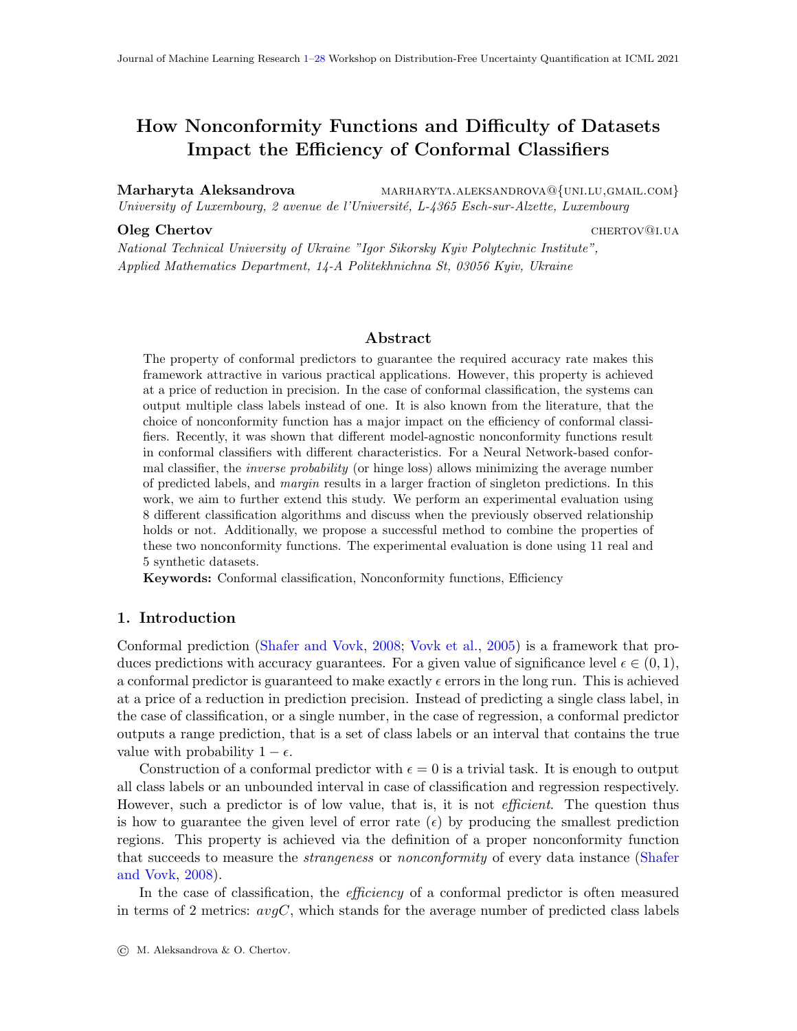# How Nonconformity Functions and Difficulty of Datasets Impact the Efficiency of Conformal Classifiers

**Marharyta Aleksandrova** MARHARYTA.ALEKSANDROVA@{UNI.LU,GMAIL.COM}
*University of Luxembourg, 2 avenue de l'Université, L-4365 Esch-sur-Alzette, Luxembourg*

**Oleg Chertov** CHERTOV@I.UA
*National Technical University of Ukraine "Igor Sikorsky Kyiv Polytechnic Institute", Applied Mathematics Department, 14-A Politekhnichna St, 03056 Kyiv, Ukraine*

## Abstract

The property of conformal predictors to guarantee the required accuracy rate makes this framework attractive in various practical applications. However, this property is achieved at a price of reduction in precision. In the case of conformal classification, the systems can output multiple class labels instead of one. It is also known from the literature, that the choice of nonconformity function has a major impact on the efficiency of conformal classifiers. Recently, it was shown that different model-agnostic nonconformity functions result in conformal classifiers with different characteristics. For a Neural Network-based conformal classifier, the *inverse probability* (or hinge loss) allows minimizing the average number of predicted labels, and *margin* results in a larger fraction of singleton predictions. In this work, we aim to further extend this study. We perform an experimental evaluation using 8 different classification algorithms and discuss when the previously observed relationship holds or not. Additionally, we propose a successful method to combine the properties of these two nonconformity functions. The experimental evaluation is done using 11 real and 5 synthetic datasets.

**Keywords:** Conformal classification, Nonconformity functions, Efficiency

## 1. Introduction

Conformal prediction (Shafer and Vovk, 2008; Vovk et al., 2005) is a framework that produces predictions with accuracy guarantees. For a given value of significance level $\epsilon \in (0, 1)$, a conformal predictor is guaranteed to make exactly $\epsilon$ errors in the long run. This is achieved at a price of a reduction in prediction precision. Instead of predicting a single class label, in the case of classification, or a single number, in the case of regression, a conformal predictor outputs a range prediction, that is a set of class labels or an interval that contains the true value with probability $1 - \epsilon$.

Construction of a conformal predictor with $\epsilon = 0$ is a trivial task. It is enough to output all class labels or an unbounded interval in case of classification and regression respectively. However, such a predictor is of low value, that is, it is not *efficient*. The question thus is how to guarantee the given level of error rate ($\epsilon$) by producing the smallest prediction regions. This property is achieved via the definition of a proper nonconformity function that succeeds to measure the *strangeness* or *nonconformity* of every data instance (Shafer and Vovk, 2008).

In the case of classification, the *efficiency* of a conformal predictor is often measured in terms of 2 metrics: *avgC*, which stands for the average number of predicted class labels

© M. Aleksandrova & O. Chertov.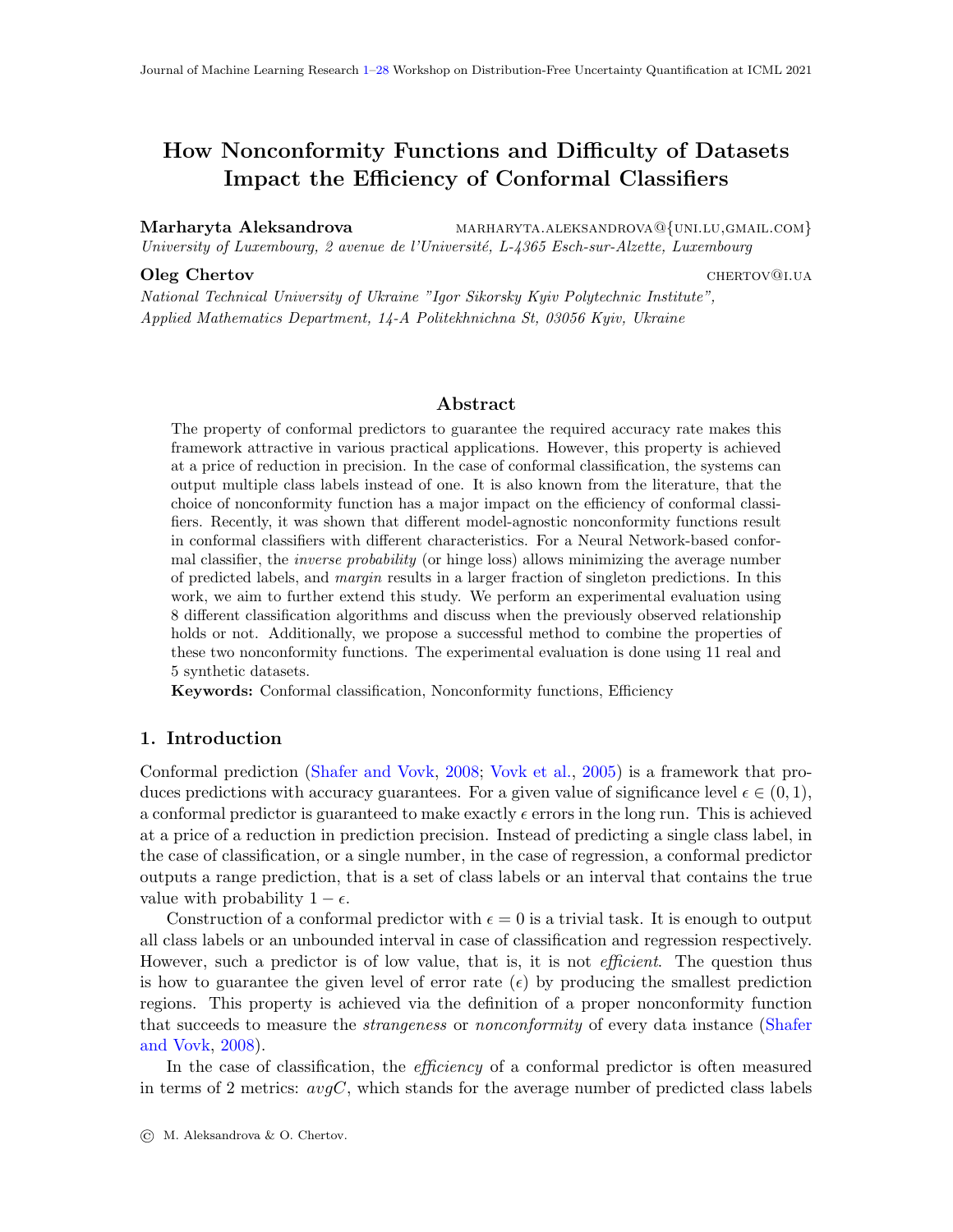# How Nonconformity Functions and Difficulty of Datasets Impact the Efficiency of Conformal Classifiers

**Marharyta Aleksandrova** MARHARYTA.ALEKSANDROVA@{UNI.LU,GMAIL.COM}

*University of Luxembourg, 2 avenue de l'Université, L-4365 Esch-sur-Alzette, Luxembourg*

**Oleg Chertov** CHERTOV@I.UA

*National Technical University of Ukraine "Igor Sikorsky Kyiv Polytechnic Institute", Applied Mathematics Department, 14-A Politekhnichna St, 03056 Kyiv, Ukraine*

## Abstract

The property of conformal predictors to guarantee the required accuracy rate makes this framework attractive in various practical applications. However, this property is achieved at a price of reduction in precision. In the case of conformal classification, the systems can output multiple class labels instead of one. It is also known from the literature, that the choice of nonconformity function has a major impact on the efficiency of conformal classifiers. Recently, it was shown that different model-agnostic nonconformity functions result in conformal classifiers with different characteristics. For a Neural Network-based conformal classifier, the *inverse probability* (or hinge loss) allows minimizing the average number of predicted labels, and *margin* results in a larger fraction of singleton predictions. In this work, we aim to further extend this study. We perform an experimental evaluation using 8 different classification algorithms and discuss when the previously observed relationship holds or not. Additionally, we propose a successful method to combine the properties of these two nonconformity functions. The experimental evaluation is done using 11 real and 5 synthetic datasets.

**Keywords:** Conformal classification, Nonconformity functions, Efficiency

## 1. Introduction

Conformal prediction (Shafer and Vovk, 2008; Vovk et al., 2005) is a framework that produces predictions with accuracy guarantees. For a given value of significance level $\epsilon \in (0, 1)$, a conformal predictor is guaranteed to make exactly $\epsilon$ errors in the long run. This is achieved at a price of a reduction in prediction precision. Instead of predicting a single class label, in the case of classification, or a single number, in the case of regression, a conformal predictor outputs a range prediction, that is a set of class labels or an interval that contains the true value with probability $1 - \epsilon$.

Construction of a conformal predictor with $\epsilon = 0$ is a trivial task. It is enough to output all class labels or an unbounded interval in case of classification and regression respectively. However, such a predictor is of low value, that is, it is not *efficient*. The question thus is how to guarantee the given level of error rate ($\epsilon$) by producing the smallest prediction regions. This property is achieved via the definition of a proper nonconformity function that succeeds to measure the *strangeness* or *nonconformity* of every data instance (Shafer and Vovk, 2008).

In the case of classification, the *efficiency* of a conformal predictor is often measured in terms of 2 metrics: *avgC*, which stands for the average number of predicted class labels

© M. Aleksandrova & O. Chertov.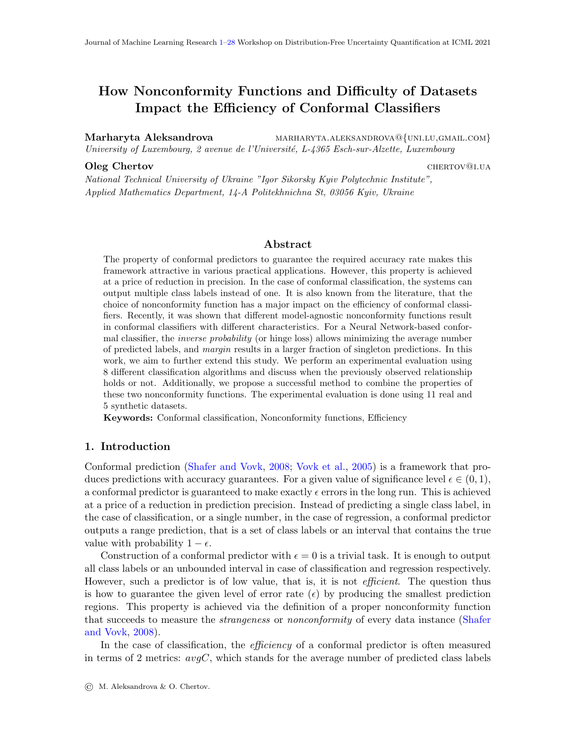# How Nonconformity Functions and Difficulty of Datasets Impact the Efficiency of Conformal Classifiers

**Marharyta Aleksandrova** marharyta.aleksandrova@{uni.lu,gmail.com}
*University of Luxembourg, 2 avenue de l'Université, L-4365 Esch-sur-Alzette, Luxembourg*

**Oleg Chertov** chertov@i.ua
*National Technical University of Ukraine "Igor Sikorsky Kyiv Polytechnic Institute", Applied Mathematics Department, 14-A Politekhnichna St, 03056 Kyiv, Ukraine*

## Abstract

The property of conformal predictors to guarantee the required accuracy rate makes this framework attractive in various practical applications. However, this property is achieved at a price of reduction in precision. In the case of conformal classification, the systems can output multiple class labels instead of one. It is also known from the literature, that the choice of nonconformity function has a major impact on the efficiency of conformal classifiers. Recently, it was shown that different model-agnostic nonconformity functions result in conformal classifiers with different characteristics. For a Neural Network-based conformal classifier, the *inverse probability* (or hinge loss) allows minimizing the average number of predicted labels, and *margin* results in a larger fraction of singleton predictions. In this work, we aim to further extend this study. We perform an experimental evaluation using 8 different classification algorithms and discuss when the previously observed relationship holds or not. Additionally, we propose a successful method to combine the properties of these two nonconformity functions. The experimental evaluation is done using 11 real and 5 synthetic datasets.

**Keywords:** Conformal classification, Nonconformity functions, Efficiency

## 1. Introduction

Conformal prediction (Shafer and Vovk, 2008; Vovk et al., 2005) is a framework that produces predictions with accuracy guarantees. For a given value of significance level $\epsilon \in (0, 1)$, a conformal predictor is guaranteed to make exactly $\epsilon$ errors in the long run. This is achieved at a price of a reduction in prediction precision. Instead of predicting a single class label, in the case of classification, or a single number, in the case of regression, a conformal predictor outputs a range prediction, that is a set of class labels or an interval that contains the true value with probability $1 - \epsilon$.

Construction of a conformal predictor with $\epsilon = 0$ is a trivial task. It is enough to output all class labels or an unbounded interval in case of classification and regression respectively. However, such a predictor is of low value, that is, it is not *efficient*. The question thus is how to guarantee the given level of error rate ($\epsilon$) by producing the smallest prediction regions. This property is achieved via the definition of a proper nonconformity function that succeeds to measure the *strangeness* or *nonconformity* of every data instance (Shafer and Vovk, 2008).

In the case of classification, the *efficiency* of a conformal predictor is often measured in terms of 2 metrics: *avgC*, which stands for the average number of predicted class labels

© M. Aleksandrova & O. Chertov.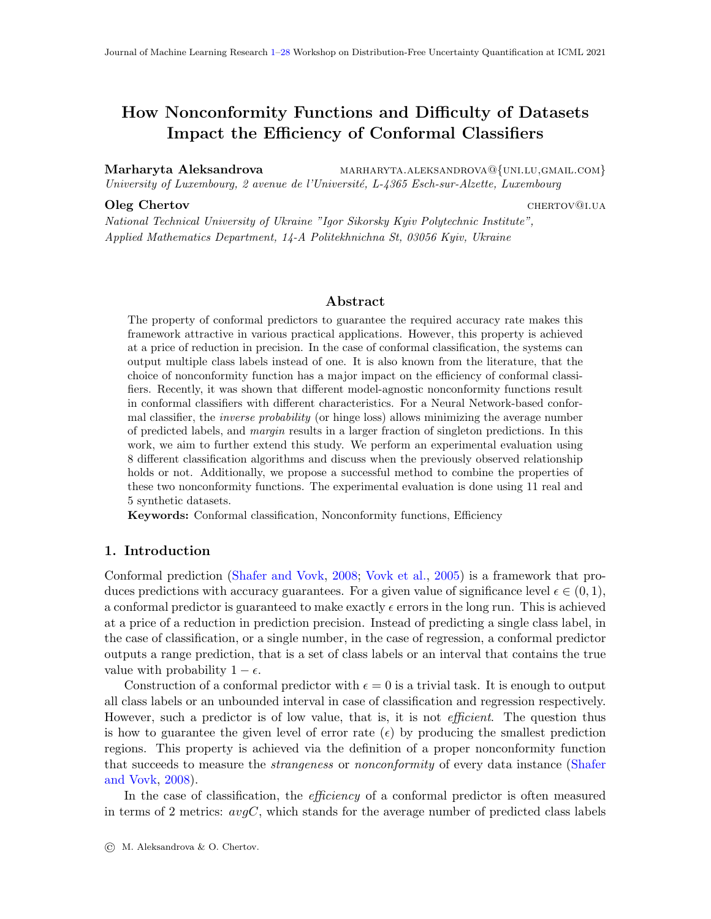# How Nonconformity Functions and Difficulty of Datasets Impact the Efficiency of Conformal Classifiers

**Marharyta Aleksandrova** marharyta.aleksandrova@{uni.lu,gmail.com}
*University of Luxembourg, 2 avenue de l'Université, L-4365 Esch-sur-Alzette, Luxembourg*

**Oleg Chertov** chertov@i.ua
*National Technical University of Ukraine "Igor Sikorsky Kyiv Polytechnic Institute", Applied Mathematics Department, 14-A Politekhnichna St, 03056 Kyiv, Ukraine*

## Abstract

The property of conformal predictors to guarantee the required accuracy rate makes this framework attractive in various practical applications. However, this property is achieved at a price of reduction in precision. In the case of conformal classification, the systems can output multiple class labels instead of one. It is also known from the literature, that the choice of nonconformity function has a major impact on the efficiency of conformal classifiers. Recently, it was shown that different model-agnostic nonconformity functions result in conformal classifiers with different characteristics. For a Neural Network-based conformal classifier, the *inverse probability* (or hinge loss) allows minimizing the average number of predicted labels, and *margin* results in a larger fraction of singleton predictions. In this work, we aim to further extend this study. We perform an experimental evaluation using 8 different classification algorithms and discuss when the previously observed relationship holds or not. Additionally, we propose a successful method to combine the properties of these two nonconformity functions. The experimental evaluation is done using 11 real and 5 synthetic datasets.

**Keywords:** Conformal classification, Nonconformity functions, Efficiency

## 1. Introduction

Conformal prediction (Shafer and Vovk, 2008; Vovk et al., 2005) is a framework that produces predictions with accuracy guarantees. For a given value of significance level $\epsilon \in (0, 1)$, a conformal predictor is guaranteed to make exactly $\epsilon$ errors in the long run. This is achieved at a price of a reduction in prediction precision. Instead of predicting a single class label, in the case of classification, or a single number, in the case of regression, a conformal predictor outputs a range prediction, that is a set of class labels or an interval that contains the true value with probability $1 - \epsilon$.

Construction of a conformal predictor with $\epsilon = 0$ is a trivial task. It is enough to output all class labels or an unbounded interval in case of classification and regression respectively. However, such a predictor is of low value, that is, it is not *efficient*. The question thus is how to guarantee the given level of error rate ($\epsilon$) by producing the smallest prediction regions. This property is achieved via the definition of a proper nonconformity function that succeeds to measure the *strangeness* or *nonconformity* of every data instance (Shafer and Vovk, 2008).

In the case of classification, the *efficiency* of a conformal predictor is often measured in terms of 2 metrics: *avgC*, which stands for the average number of predicted class labels

© M. Aleksandrova & O. Chertov.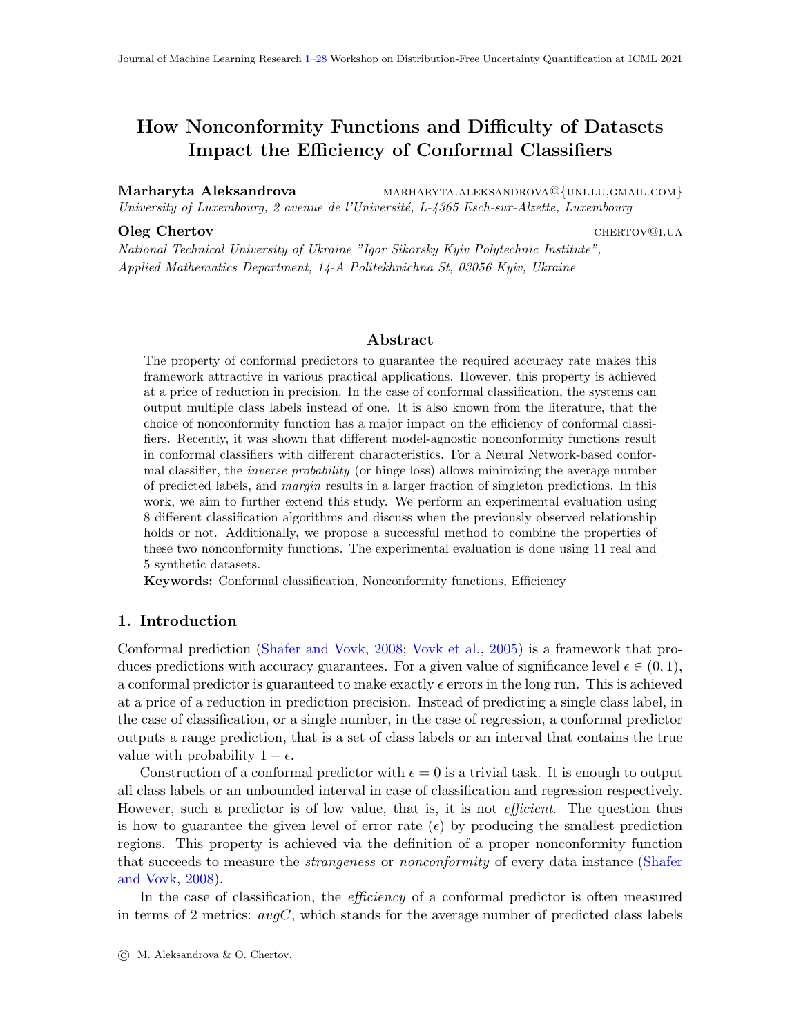# How Nonconformity Functions and Difficulty of Datasets Impact the Efficiency of Conformal Classifiers

**Marharyta Aleksandrova** MARHARYTA.ALEKSANDROVA@{UNI.LU,GMAIL.COM}
*University of Luxembourg, 2 avenue de l'Université, L-4365 Esch-sur-Alzette, Luxembourg*

**Oleg Chertov** CHERTOV@I.UA
*National Technical University of Ukraine "Igor Sikorsky Kyiv Polytechnic Institute", Applied Mathematics Department, 14-A Politekhnichna St, 03056 Kyiv, Ukraine*

## Abstract

The property of conformal predictors to guarantee the required accuracy rate makes this framework attractive in various practical applications. However, this property is achieved at a price of reduction in precision. In the case of conformal classification, the systems can output multiple class labels instead of one. It is also known from the literature, that the choice of nonconformity function has a major impact on the efficiency of conformal classifiers. Recently, it was shown that different model-agnostic nonconformity functions result in conformal classifiers with different characteristics. For a Neural Network-based conformal classifier, the *inverse probability* (or hinge loss) allows minimizing the average number of predicted labels, and *margin* results in a larger fraction of singleton predictions. In this work, we aim to further extend this study. We perform an experimental evaluation using 8 different classification algorithms and discuss when the previously observed relationship holds or not. Additionally, we propose a successful method to combine the properties of these two nonconformity functions. The experimental evaluation is done using 11 real and 5 synthetic datasets.

**Keywords:** Conformal classification, Nonconformity functions, Efficiency

## 1. Introduction

Conformal prediction (Shafer and Vovk, 2008; Vovk et al., 2005) is a framework that produces predictions with accuracy guarantees. For a given value of significance level $\epsilon \in (0, 1)$, a conformal predictor is guaranteed to make exactly $\epsilon$ errors in the long run. This is achieved at a price of a reduction in prediction precision. Instead of predicting a single class label, in the case of classification, or a single number, in the case of regression, a conformal predictor outputs a range prediction, that is a set of class labels or an interval that contains the true value with probability $1 - \epsilon$.

Construction of a conformal predictor with $\epsilon = 0$ is a trivial task. It is enough to output all class labels or an unbounded interval in case of classification and regression respectively. However, such a predictor is of low value, that is, it is not *efficient*. The question thus is how to guarantee the given level of error rate ($\epsilon$) by producing the smallest prediction regions. This property is achieved via the definition of a proper nonconformity function that succeeds to measure the *strangeness* or *nonconformity* of every data instance (Shafer and Vovk, 2008).

In the case of classification, the *efficiency* of a conformal predictor is often measured in terms of 2 metrics: *avgC*, which stands for the average number of predicted class labels

© M. Aleksandrova & O. Chertov.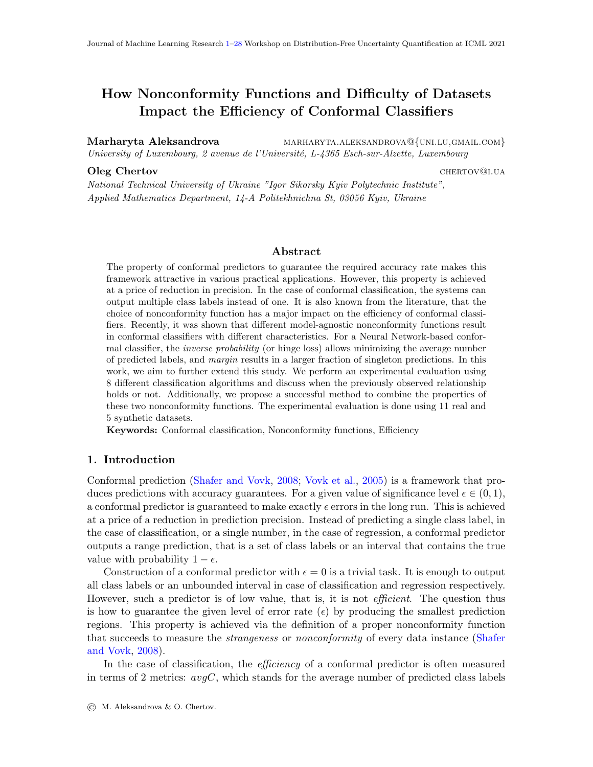# How Nonconformity Functions and Difficulty of Datasets Impact the Efficiency of Conformal Classifiers

**Marharyta Aleksandrova** marharyta.aleksandrova@{uni.lu,gmail.com}
*University of Luxembourg, 2 avenue de l'Université, L-4365 Esch-sur-Alzette, Luxembourg*

**Oleg Chertov** chertov@i.ua
*National Technical University of Ukraine "Igor Sikorsky Kyiv Polytechnic Institute", Applied Mathematics Department, 14-A Politekhnichna St, 03056 Kyiv, Ukraine*

## Abstract

The property of conformal predictors to guarantee the required accuracy rate makes this framework attractive in various practical applications. However, this property is achieved at a price of reduction in precision. In the case of conformal classification, the systems can output multiple class labels instead of one. It is also known from the literature, that the choice of nonconformity function has a major impact on the efficiency of conformal classifiers. Recently, it was shown that different model-agnostic nonconformity functions result in conformal classifiers with different characteristics. For a Neural Network-based conformal classifier, the *inverse probability* (or hinge loss) allows minimizing the average number of predicted labels, and *margin* results in a larger fraction of singleton predictions. In this work, we aim to further extend this study. We perform an experimental evaluation using 8 different classification algorithms and discuss when the previously observed relationship holds or not. Additionally, we propose a successful method to combine the properties of these two nonconformity functions. The experimental evaluation is done using 11 real and 5 synthetic datasets.

**Keywords:** Conformal classification, Nonconformity functions, Efficiency

## 1. Introduction

Conformal prediction (Shafer and Vovk, 2008; Vovk et al., 2005) is a framework that produces predictions with accuracy guarantees. For a given value of significance level $\epsilon \in (0, 1)$, a conformal predictor is guaranteed to make exactly $\epsilon$ errors in the long run. This is achieved at a price of a reduction in prediction precision. Instead of predicting a single class label, in the case of classification, or a single number, in the case of regression, a conformal predictor outputs a range prediction, that is a set of class labels or an interval that contains the true value with probability $1 - \epsilon$.

Construction of a conformal predictor with $\epsilon = 0$ is a trivial task. It is enough to output all class labels or an unbounded interval in case of classification and regression respectively. However, such a predictor is of low value, that is, it is not *efficient*. The question thus is how to guarantee the given level of error rate ($\epsilon$) by producing the smallest prediction regions. This property is achieved via the definition of a proper nonconformity function that succeeds to measure the *strangeness* or *nonconformity* of every data instance (Shafer and Vovk, 2008).

In the case of classification, the *efficiency* of a conformal predictor is often measured in terms of 2 metrics: *avgC*, which stands for the average number of predicted class labels

© M. Aleksandrova & O. Chertov.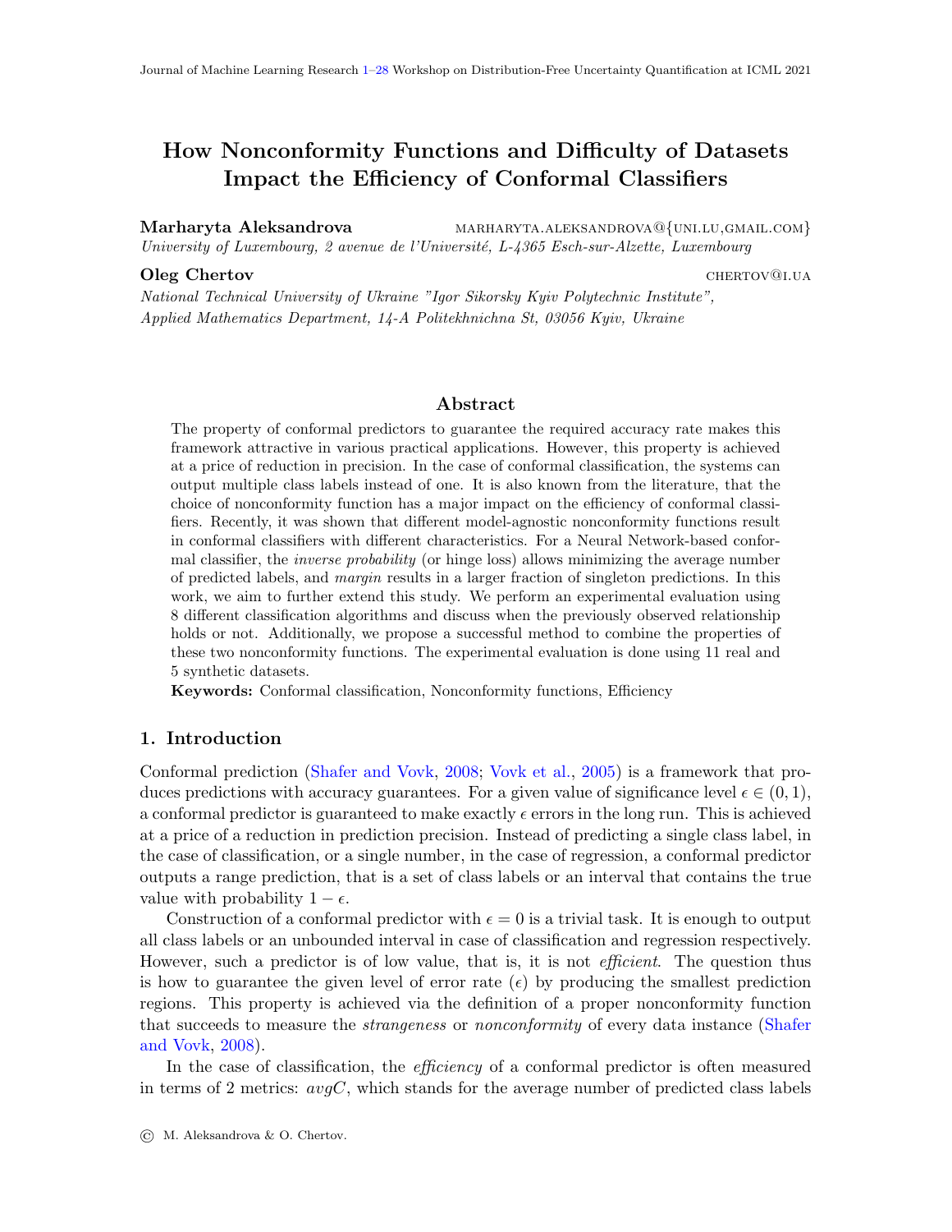# How Nonconformity Functions and Difficulty of Datasets Impact the Efficiency of Conformal Classifiers

**Marharyta Aleksandrova** marharyta.aleksandrova@{uni.lu,gmail.com}
*University of Luxembourg, 2 avenue de l'Université, L-4365 Esch-sur-Alzette, Luxembourg*

**Oleg Chertov** chertov@i.ua
*National Technical University of Ukraine "Igor Sikorsky Kyiv Polytechnic Institute", Applied Mathematics Department, 14-A Politekhnichna St, 03056 Kyiv, Ukraine*

## Abstract

The property of conformal predictors to guarantee the required accuracy rate makes this framework attractive in various practical applications. However, this property is achieved at a price of reduction in precision. In the case of conformal classification, the systems can output multiple class labels instead of one. It is also known from the literature, that the choice of nonconformity function has a major impact on the efficiency of conformal classifiers. Recently, it was shown that different model-agnostic nonconformity functions result in conformal classifiers with different characteristics. For a Neural Network-based conformal classifier, the *inverse probability* (or hinge loss) allows minimizing the average number of predicted labels, and *margin* results in a larger fraction of singleton predictions. In this work, we aim to further extend this study. We perform an experimental evaluation using 8 different classification algorithms and discuss when the previously observed relationship holds or not. Additionally, we propose a successful method to combine the properties of these two nonconformity functions. The experimental evaluation is done using 11 real and 5 synthetic datasets.

**Keywords:** Conformal classification, Nonconformity functions, Efficiency

## 1. Introduction

Conformal prediction (Shafer and Vovk, 2008; Vovk et al., 2005) is a framework that produces predictions with accuracy guarantees. For a given value of significance level $\epsilon \in (0, 1)$, a conformal predictor is guaranteed to make exactly $\epsilon$ errors in the long run. This is achieved at a price of a reduction in prediction precision. Instead of predicting a single class label, in the case of classification, or a single number, in the case of regression, a conformal predictor outputs a range prediction, that is a set of class labels or an interval that contains the true value with probability $1 - \epsilon$.

Construction of a conformal predictor with $\epsilon = 0$ is a trivial task. It is enough to output all class labels or an unbounded interval in case of classification and regression respectively. However, such a predictor is of low value, that is, it is not *efficient*. The question thus is how to guarantee the given level of error rate ($\epsilon$) by producing the smallest prediction regions. This property is achieved via the definition of a proper nonconformity function that succeeds to measure the *strangeness* or *nonconformity* of every data instance (Shafer and Vovk, 2008).

In the case of classification, the *efficiency* of a conformal predictor is often measured in terms of 2 metrics: *avgC*, which stands for the average number of predicted class labels

© M. Aleksandrova & O. Chertov.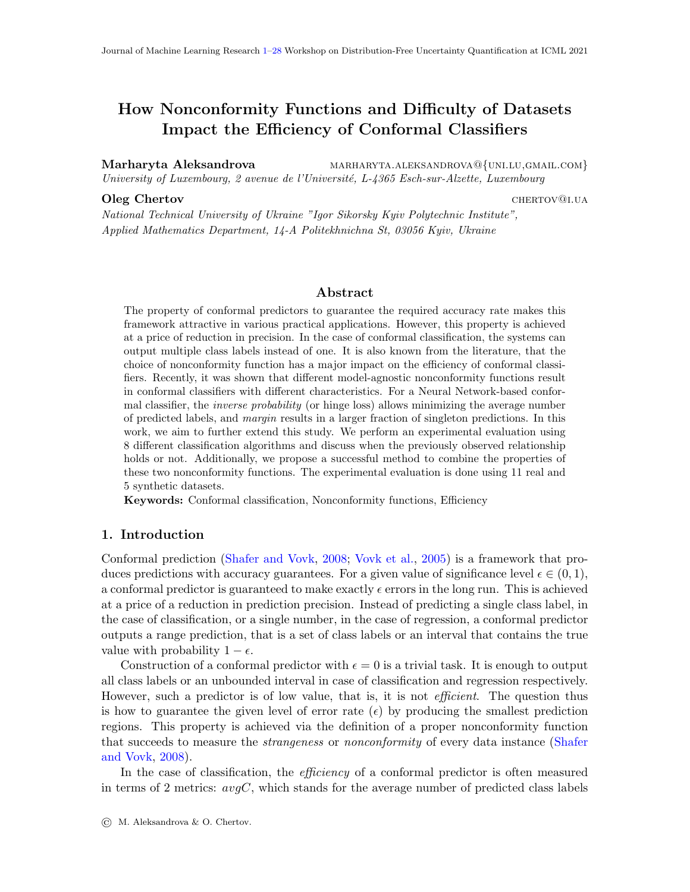# How Nonconformity Functions and Difficulty of Datasets Impact the Efficiency of Conformal Classifiers

**Marharyta Aleksandrova** marharyta.aleksandrova@{uni.lu,gmail.com}
*University of Luxembourg, 2 avenue de l'Université, L-4365 Esch-sur-Alzette, Luxembourg*

**Oleg Chertov** chertov@i.ua
*National Technical University of Ukraine "Igor Sikorsky Kyiv Polytechnic Institute", Applied Mathematics Department, 14-A Politekhnichna St, 03056 Kyiv, Ukraine*

## Abstract

The property of conformal predictors to guarantee the required accuracy rate makes this framework attractive in various practical applications. However, this property is achieved at a price of reduction in precision. In the case of conformal classification, the systems can output multiple class labels instead of one. It is also known from the literature, that the choice of nonconformity function has a major impact on the efficiency of conformal classifiers. Recently, it was shown that different model-agnostic nonconformity functions result in conformal classifiers with different characteristics. For a Neural Network-based conformal classifier, the *inverse probability* (or hinge loss) allows minimizing the average number of predicted labels, and *margin* results in a larger fraction of singleton predictions. In this work, we aim to further extend this study. We perform an experimental evaluation using 8 different classification algorithms and discuss when the previously observed relationship holds or not. Additionally, we propose a successful method to combine the properties of these two nonconformity functions. The experimental evaluation is done using 11 real and 5 synthetic datasets.

**Keywords:** Conformal classification, Nonconformity functions, Efficiency

## 1. Introduction

Conformal prediction (Shafer and Vovk, 2008; Vovk et al., 2005) is a framework that produces predictions with accuracy guarantees. For a given value of significance level $\epsilon \in (0, 1)$, a conformal predictor is guaranteed to make exactly $\epsilon$ errors in the long run. This is achieved at a price of a reduction in prediction precision. Instead of predicting a single class label, in the case of classification, or a single number, in the case of regression, a conformal predictor outputs a range prediction, that is a set of class labels or an interval that contains the true value with probability $1 - \epsilon$.

Construction of a conformal predictor with $\epsilon = 0$ is a trivial task. It is enough to output all class labels or an unbounded interval in case of classification and regression respectively. However, such a predictor is of low value, that is, it is not *efficient*. The question thus is how to guarantee the given level of error rate ($\epsilon$) by producing the smallest prediction regions. This property is achieved via the definition of a proper nonconformity function that succeeds to measure the *strangeness* or *nonconformity* of every data instance (Shafer and Vovk, 2008).

In the case of classification, the *efficiency* of a conformal predictor is often measured in terms of 2 metrics: *avgC*, which stands for the average number of predicted class labels

© M. Aleksandrova & O. Chertov.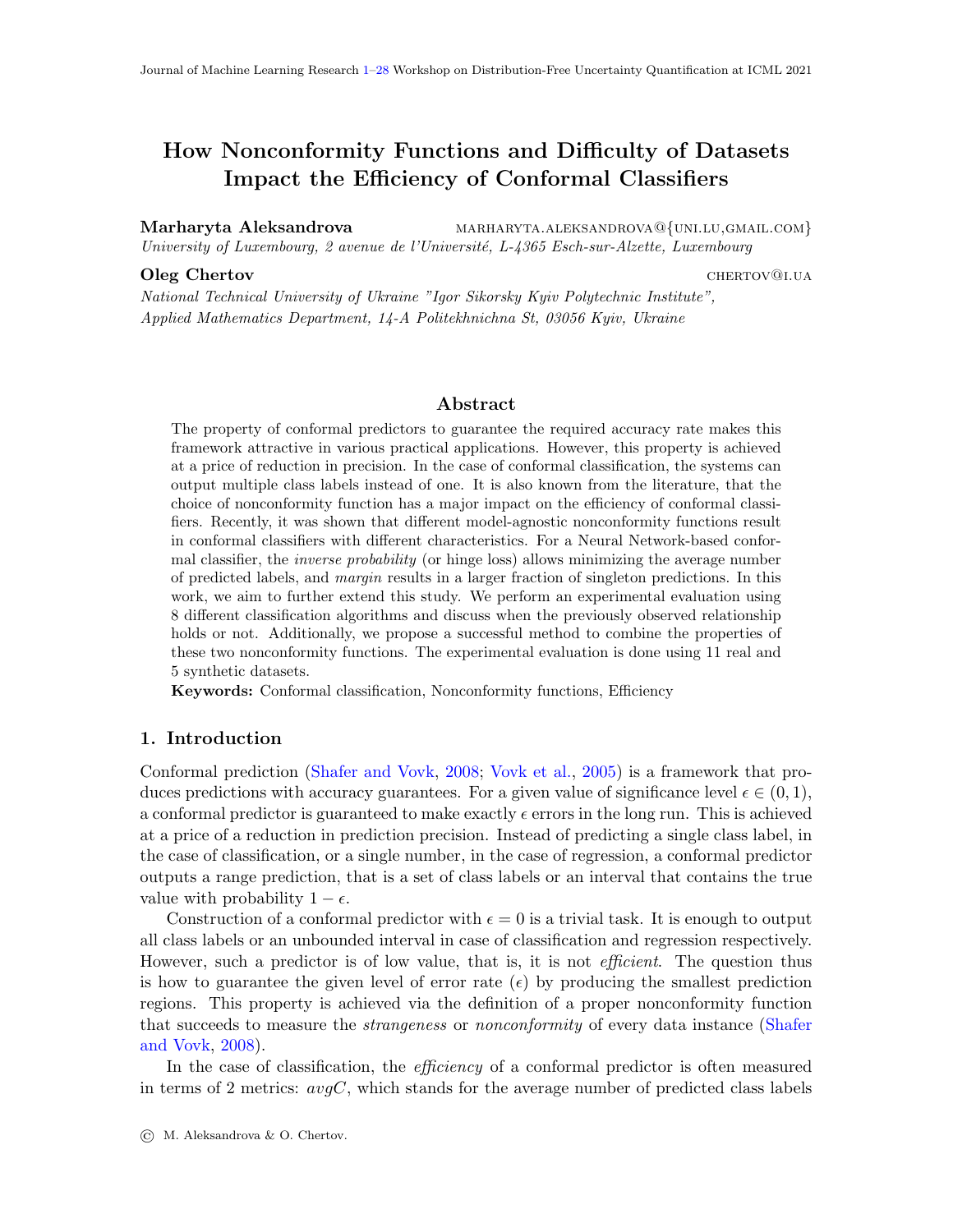# How Nonconformity Functions and Difficulty of Datasets Impact the Efficiency of Conformal Classifiers

**Marharyta Aleksandrova** marharyta.aleksandrova@{uni.lu,gmail.com}
*University of Luxembourg, 2 avenue de l'Université, L-4365 Esch-sur-Alzette, Luxembourg*

**Oleg Chertov** chertov@i.ua
*National Technical University of Ukraine "Igor Sikorsky Kyiv Polytechnic Institute", Applied Mathematics Department, 14-A Politekhnichna St, 03056 Kyiv, Ukraine*

## Abstract

The property of conformal predictors to guarantee the required accuracy rate makes this framework attractive in various practical applications. However, this property is achieved at a price of reduction in precision. In the case of conformal classification, the systems can output multiple class labels instead of one. It is also known from the literature, that the choice of nonconformity function has a major impact on the efficiency of conformal classifiers. Recently, it was shown that different model-agnostic nonconformity functions result in conformal classifiers with different characteristics. For a Neural Network-based conformal classifier, the *inverse probability* (or hinge loss) allows minimizing the average number of predicted labels, and *margin* results in a larger fraction of singleton predictions. In this work, we aim to further extend this study. We perform an experimental evaluation using 8 different classification algorithms and discuss when the previously observed relationship holds or not. Additionally, we propose a successful method to combine the properties of these two nonconformity functions. The experimental evaluation is done using 11 real and 5 synthetic datasets.

**Keywords:** Conformal classification, Nonconformity functions, Efficiency

## 1. Introduction

Conformal prediction (Shafer and Vovk, 2008; Vovk et al., 2005) is a framework that produces predictions with accuracy guarantees. For a given value of significance level $\epsilon \in (0, 1)$, a conformal predictor is guaranteed to make exactly $\epsilon$ errors in the long run. This is achieved at a price of a reduction in prediction precision. Instead of predicting a single class label, in the case of classification, or a single number, in the case of regression, a conformal predictor outputs a range prediction, that is a set of class labels or an interval that contains the true value with probability $1 - \epsilon$.

Construction of a conformal predictor with $\epsilon = 0$ is a trivial task. It is enough to output all class labels or an unbounded interval in case of classification and regression respectively. However, such a predictor is of low value, that is, it is not *efficient*. The question thus is how to guarantee the given level of error rate ($\epsilon$) by producing the smallest prediction regions. This property is achieved via the definition of a proper nonconformity function that succeeds to measure the *strangeness* or *nonconformity* of every data instance (Shafer and Vovk, 2008).

In the case of classification, the *efficiency* of a conformal predictor is often measured in terms of 2 metrics: *avgC*, which stands for the average number of predicted class labels

© M. Aleksandrova & O. Chertov.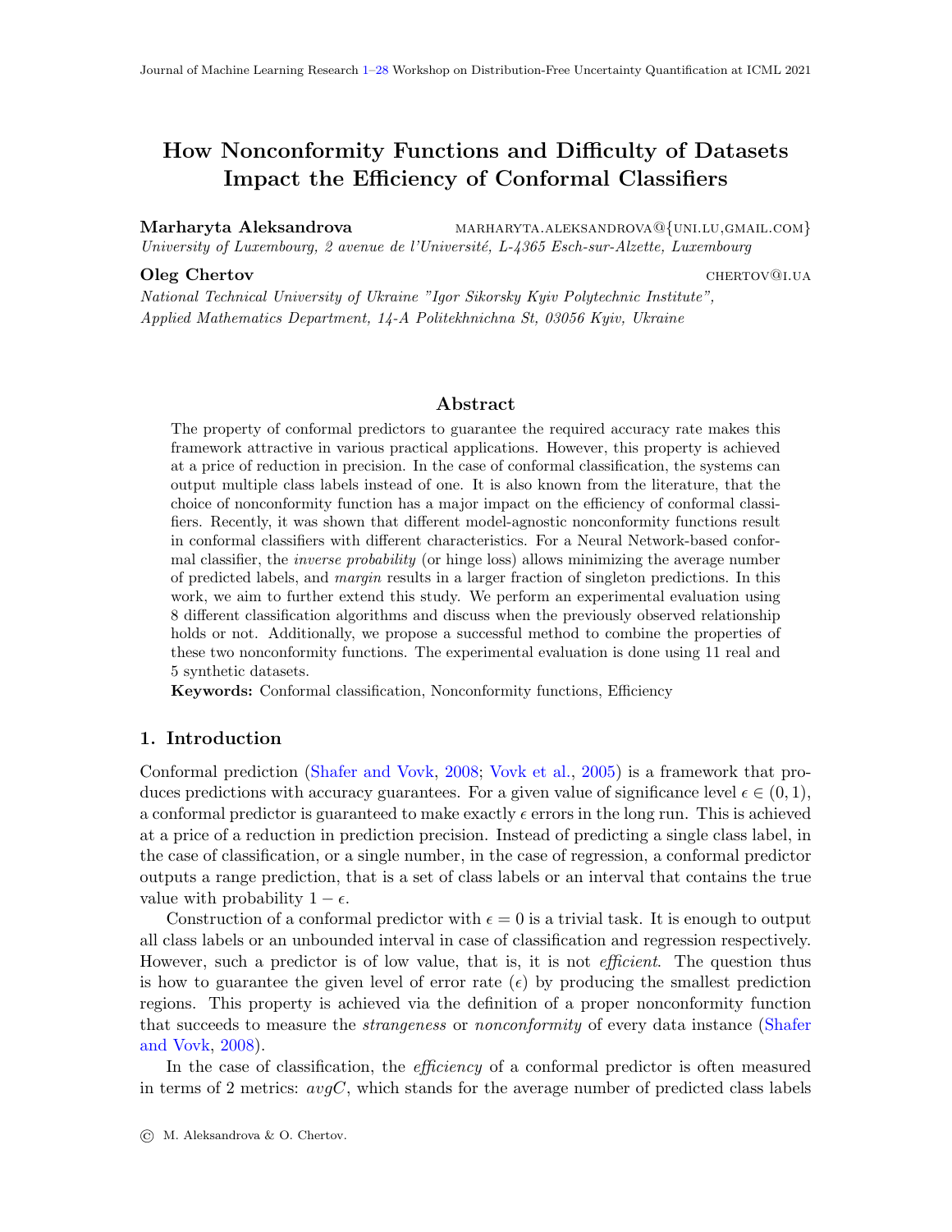# How Nonconformity Functions and Difficulty of Datasets Impact the Efficiency of Conformal Classifiers

**Marharyta Aleksandrova** marharyta.aleksandrova@{uni.lu,gmail.com}
*University of Luxembourg, 2 avenue de l'Université, L-4365 Esch-sur-Alzette, Luxembourg*

**Oleg Chertov** chertov@i.ua
*National Technical University of Ukraine "Igor Sikorsky Kyiv Polytechnic Institute", Applied Mathematics Department, 14-A Politekhnichna St, 03056 Kyiv, Ukraine*

## Abstract

The property of conformal predictors to guarantee the required accuracy rate makes this framework attractive in various practical applications. However, this property is achieved at a price of reduction in precision. In the case of conformal classification, the systems can output multiple class labels instead of one. It is also known from the literature, that the choice of nonconformity function has a major impact on the efficiency of conformal classifiers. Recently, it was shown that different model-agnostic nonconformity functions result in conformal classifiers with different characteristics. For a Neural Network-based conformal classifier, the *inverse probability* (or hinge loss) allows minimizing the average number of predicted labels, and *margin* results in a larger fraction of singleton predictions. In this work, we aim to further extend this study. We perform an experimental evaluation using 8 different classification algorithms and discuss when the previously observed relationship holds or not. Additionally, we propose a successful method to combine the properties of these two nonconformity functions. The experimental evaluation is done using 11 real and 5 synthetic datasets.

**Keywords:** Conformal classification, Nonconformity functions, Efficiency

## 1. Introduction

Conformal prediction (Shafer and Vovk, 2008; Vovk et al., 2005) is a framework that produces predictions with accuracy guarantees. For a given value of significance level $\epsilon \in (0, 1)$, a conformal predictor is guaranteed to make exactly $\epsilon$ errors in the long run. This is achieved at a price of a reduction in prediction precision. Instead of predicting a single class label, in the case of classification, or a single number, in the case of regression, a conformal predictor outputs a range prediction, that is a set of class labels or an interval that contains the true value with probability $1 - \epsilon$.

Construction of a conformal predictor with $\epsilon = 0$ is a trivial task. It is enough to output all class labels or an unbounded interval in case of classification and regression respectively. However, such a predictor is of low value, that is, it is not *efficient*. The question thus is how to guarantee the given level of error rate ($\epsilon$) by producing the smallest prediction regions. This property is achieved via the definition of a proper nonconformity function that succeeds to measure the *strangeness* or *nonconformity* of every data instance (Shafer and Vovk, 2008).

In the case of classification, the *efficiency* of a conformal predictor is often measured in terms of 2 metrics: *avgC*, which stands for the average number of predicted class labels

© M. Aleksandrova & O. Chertov.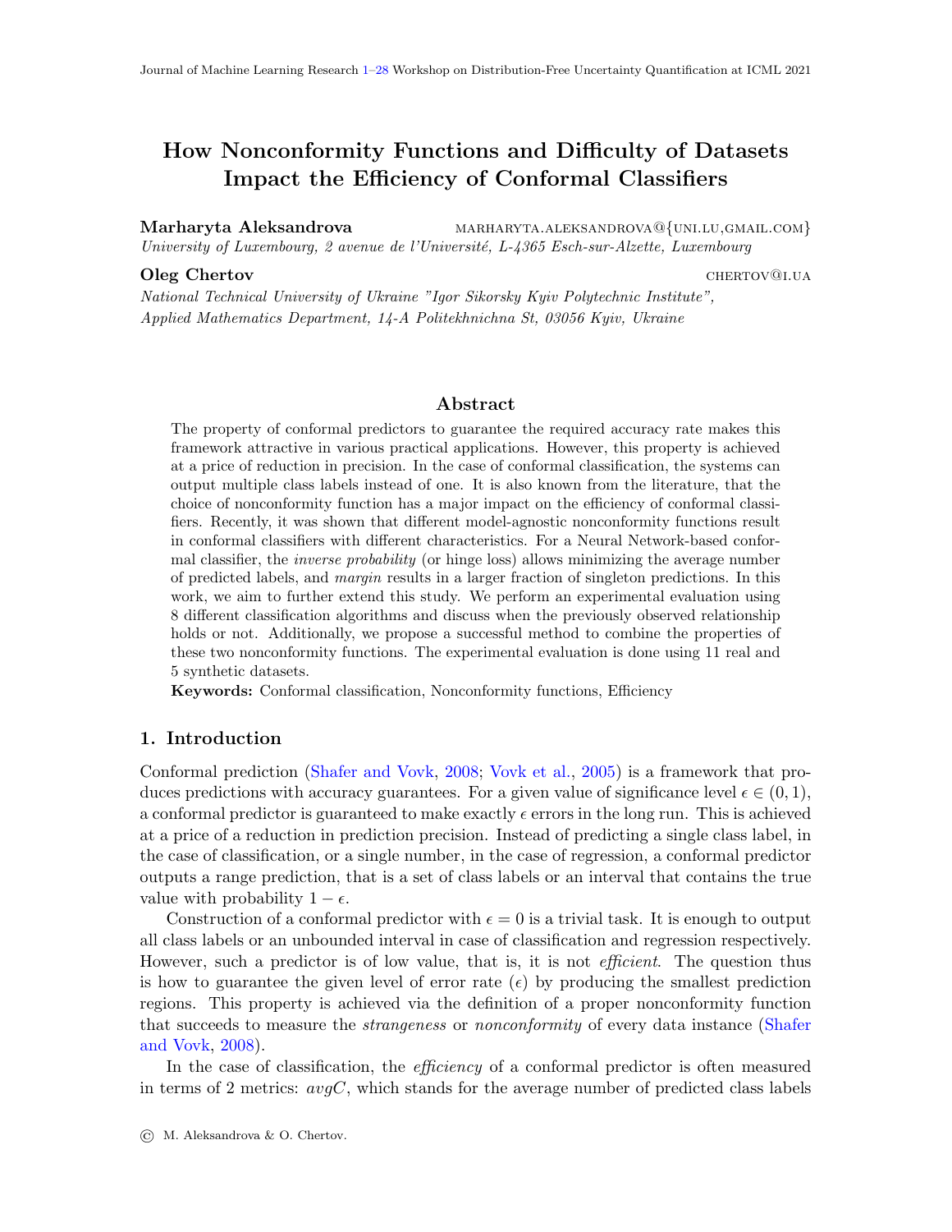# How Nonconformity Functions and Difficulty of Datasets Impact the Efficiency of Conformal Classifiers

**Marharyta Aleksandrova** MARHARYTA.ALEKSANDROVA@{UNI.LU,GMAIL.COM}
*University of Luxembourg, 2 avenue de l'Université, L-4365 Esch-sur-Alzette, Luxembourg*

**Oleg Chertov** CHERTOV@I.UA
*National Technical University of Ukraine "Igor Sikorsky Kyiv Polytechnic Institute", Applied Mathematics Department, 14-A Politekhnichna St, 03056 Kyiv, Ukraine*

## Abstract

The property of conformal predictors to guarantee the required accuracy rate makes this framework attractive in various practical applications. However, this property is achieved at a price of reduction in precision. In the case of conformal classification, the systems can output multiple class labels instead of one. It is also known from the literature, that the choice of nonconformity function has a major impact on the efficiency of conformal classifiers. Recently, it was shown that different model-agnostic nonconformity functions result in conformal classifiers with different characteristics. For a Neural Network-based conformal classifier, the *inverse probability* (or hinge loss) allows minimizing the average number of predicted labels, and *margin* results in a larger fraction of singleton predictions. In this work, we aim to further extend this study. We perform an experimental evaluation using 8 different classification algorithms and discuss when the previously observed relationship holds or not. Additionally, we propose a successful method to combine the properties of these two nonconformity functions. The experimental evaluation is done using 11 real and 5 synthetic datasets.

**Keywords:** Conformal classification, Nonconformity functions, Efficiency

## 1. Introduction

Conformal prediction (Shafer and Vovk, 2008; Vovk et al., 2005) is a framework that produces predictions with accuracy guarantees. For a given value of significance level $\epsilon \in (0, 1)$, a conformal predictor is guaranteed to make exactly $\epsilon$ errors in the long run. This is achieved at a price of a reduction in prediction precision. Instead of predicting a single class label, in the case of classification, or a single number, in the case of regression, a conformal predictor outputs a range prediction, that is a set of class labels or an interval that contains the true value with probability $1 - \epsilon$.

Construction of a conformal predictor with $\epsilon = 0$ is a trivial task. It is enough to output all class labels or an unbounded interval in case of classification and regression respectively. However, such a predictor is of low value, that is, it is not *efficient*. The question thus is how to guarantee the given level of error rate ($\epsilon$) by producing the smallest prediction regions. This property is achieved via the definition of a proper nonconformity function that succeeds to measure the *strangeness* or *nonconformity* of every data instance (Shafer and Vovk, 2008).

In the case of classification, the *efficiency* of a conformal predictor is often measured in terms of 2 metrics: *avgC*, which stands for the average number of predicted class labels

© M. Aleksandrova & O. Chertov.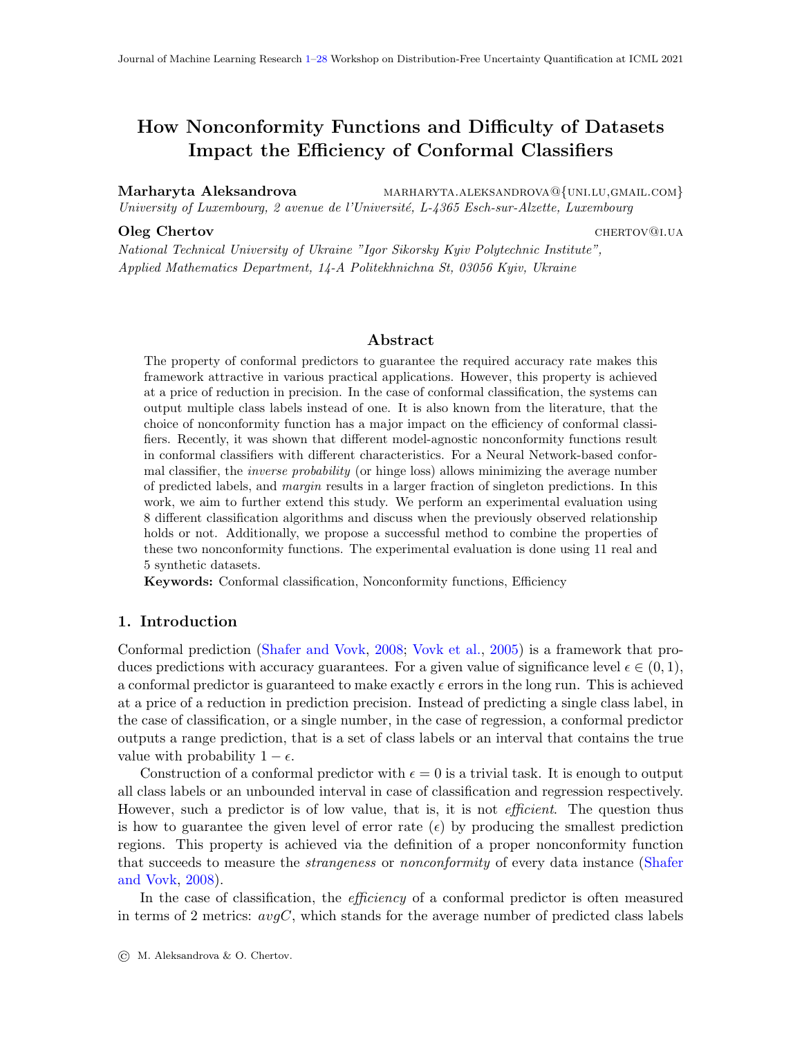# How Nonconformity Functions and Difficulty of Datasets Impact the Efficiency of Conformal Classifiers

**Marharyta Aleksandrova** marharyta.aleksandrova@{uni.lu,gmail.com}
*University of Luxembourg, 2 avenue de l'Université, L-4365 Esch-sur-Alzette, Luxembourg*

**Oleg Chertov** chertov@i.ua
*National Technical University of Ukraine "Igor Sikorsky Kyiv Polytechnic Institute", Applied Mathematics Department, 14-A Politekhnichna St, 03056 Kyiv, Ukraine*

## Abstract

The property of conformal predictors to guarantee the required accuracy rate makes this framework attractive in various practical applications. However, this property is achieved at a price of reduction in precision. In the case of conformal classification, the systems can output multiple class labels instead of one. It is also known from the literature, that the choice of nonconformity function has a major impact on the efficiency of conformal classifiers. Recently, it was shown that different model-agnostic nonconformity functions result in conformal classifiers with different characteristics. For a Neural Network-based conformal classifier, the *inverse probability* (or hinge loss) allows minimizing the average number of predicted labels, and *margin* results in a larger fraction of singleton predictions. In this work, we aim to further extend this study. We perform an experimental evaluation using 8 different classification algorithms and discuss when the previously observed relationship holds or not. Additionally, we propose a successful method to combine the properties of these two nonconformity functions. The experimental evaluation is done using 11 real and 5 synthetic datasets.

**Keywords:** Conformal classification, Nonconformity functions, Efficiency

## 1. Introduction

Conformal prediction (Shafer and Vovk, 2008; Vovk et al., 2005) is a framework that produces predictions with accuracy guarantees. For a given value of significance level $\epsilon \in (0, 1)$, a conformal predictor is guaranteed to make exactly $\epsilon$ errors in the long run. This is achieved at a price of a reduction in prediction precision. Instead of predicting a single class label, in the case of classification, or a single number, in the case of regression, a conformal predictor outputs a range prediction, that is a set of class labels or an interval that contains the true value with probability $1 - \epsilon$.

Construction of a conformal predictor with $\epsilon = 0$ is a trivial task. It is enough to output all class labels or an unbounded interval in case of classification and regression respectively. However, such a predictor is of low value, that is, it is not *efficient*. The question thus is how to guarantee the given level of error rate ($\epsilon$) by producing the smallest prediction regions. This property is achieved via the definition of a proper nonconformity function that succeeds to measure the *strangeness* or *nonconformity* of every data instance (Shafer and Vovk, 2008).

In the case of classification, the *efficiency* of a conformal predictor is often measured in terms of 2 metrics: *avgC*, which stands for the average number of predicted class labels

© M. Aleksandrova & O. Chertov.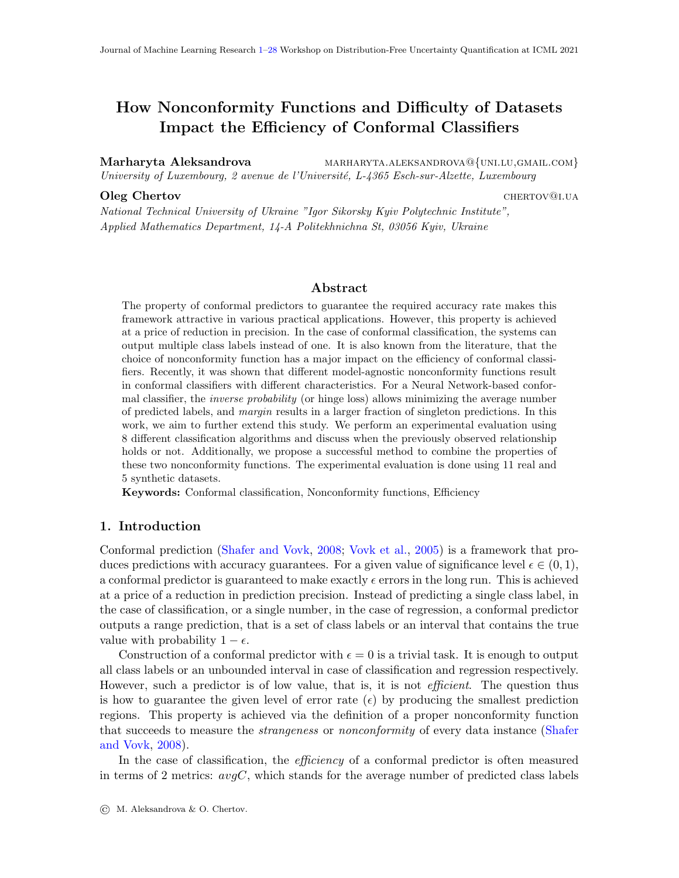# How Nonconformity Functions and Difficulty of Datasets Impact the Efficiency of Conformal Classifiers

**Marharyta Aleksandrova** marharyta.aleksandrova@{uni.lu,gmail.com}
*University of Luxembourg, 2 avenue de l'Université, L-4365 Esch-sur-Alzette, Luxembourg*

**Oleg Chertov** chertov@i.ua
*National Technical University of Ukraine "Igor Sikorsky Kyiv Polytechnic Institute", Applied Mathematics Department, 14-A Politekhnichna St, 03056 Kyiv, Ukraine*

## Abstract

The property of conformal predictors to guarantee the required accuracy rate makes this framework attractive in various practical applications. However, this property is achieved at a price of reduction in precision. In the case of conformal classification, the systems can output multiple class labels instead of one. It is also known from the literature, that the choice of nonconformity function has a major impact on the efficiency of conformal classifiers. Recently, it was shown that different model-agnostic nonconformity functions result in conformal classifiers with different characteristics. For a Neural Network-based conformal classifier, the *inverse probability* (or hinge loss) allows minimizing the average number of predicted labels, and *margin* results in a larger fraction of singleton predictions. In this work, we aim to further extend this study. We perform an experimental evaluation using 8 different classification algorithms and discuss when the previously observed relationship holds or not. Additionally, we propose a successful method to combine the properties of these two nonconformity functions. The experimental evaluation is done using 11 real and 5 synthetic datasets.

**Keywords:** Conformal classification, Nonconformity functions, Efficiency

## 1. Introduction

Conformal prediction (Shafer and Vovk, 2008; Vovk et al., 2005) is a framework that produces predictions with accuracy guarantees. For a given value of significance level $\epsilon \in (0, 1)$, a conformal predictor is guaranteed to make exactly $\epsilon$ errors in the long run. This is achieved at a price of a reduction in prediction precision. Instead of predicting a single class label, in the case of classification, or a single number, in the case of regression, a conformal predictor outputs a range prediction, that is a set of class labels or an interval that contains the true value with probability $1 - \epsilon$.

Construction of a conformal predictor with $\epsilon = 0$ is a trivial task. It is enough to output all class labels or an unbounded interval in case of classification and regression respectively. However, such a predictor is of low value, that is, it is not *efficient*. The question thus is how to guarantee the given level of error rate ($\epsilon$) by producing the smallest prediction regions. This property is achieved via the definition of a proper nonconformity function that succeeds to measure the *strangeness* or *nonconformity* of every data instance (Shafer and Vovk, 2008).

In the case of classification, the *efficiency* of a conformal predictor is often measured in terms of 2 metrics: *avgC*, which stands for the average number of predicted class labels

© M. Aleksandrova & O. Chertov.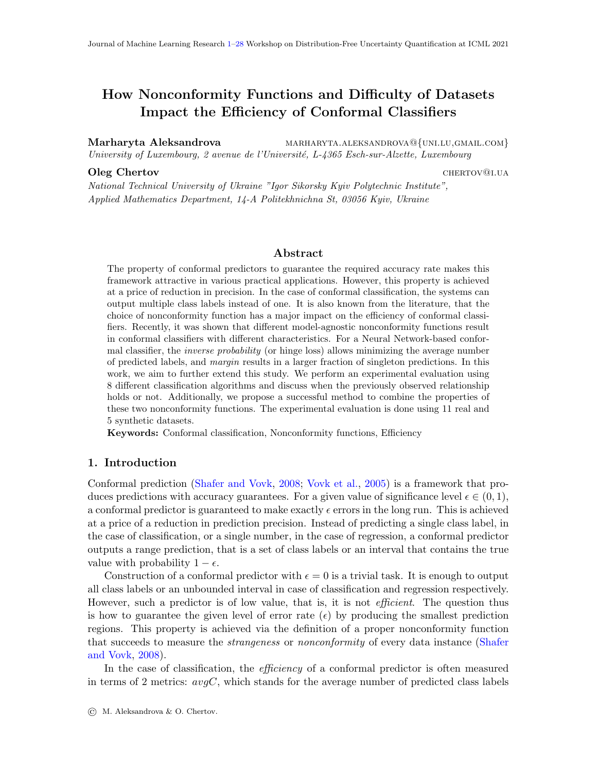Journal of Machine Learning Research 1–28 Workshop on Distribution-Free Uncertainty Quantification at ICML 2021

# How Nonconformity Functions and Difficulty of Datasets Impact the Efficiency of Conformal Classifiers

**Marharyta Aleksandrova** marharyta.aleksandrova@{uni.lu,gmail.com}
*University of Luxembourg, 2 avenue de l'Université, L-4365 Esch-sur-Alzette, Luxembourg*

**Oleg Chertov** chertov@i.ua
*National Technical University of Ukraine "Igor Sikorsky Kyiv Polytechnic Institute", Applied Mathematics Department, 14-A Politekhnichna St, 03056 Kyiv, Ukraine*

## Abstract

The property of conformal predictors to guarantee the required accuracy rate makes this framework attractive in various practical applications. However, this property is achieved at a price of reduction in precision. In the case of conformal classification, the systems can output multiple class labels instead of one. It is also known from the literature, that the choice of nonconformity function has a major impact on the efficiency of conformal classifiers. Recently, it was shown that different model-agnostic nonconformity functions result in conformal classifiers with different characteristics. For a Neural Network-based conformal classifier, the *inverse probability* (or hinge loss) allows minimizing the average number of predicted labels, and *margin* results in a larger fraction of singleton predictions. In this work, we aim to further extend this study. We perform an experimental evaluation using 8 different classification algorithms and discuss when the previously observed relationship holds or not. Additionally, we propose a successful method to combine the properties of these two nonconformity functions. The experimental evaluation is done using 11 real and 5 synthetic datasets.

**Keywords:** Conformal classification, Nonconformity functions, Efficiency

## 1. Introduction

Conformal prediction (Shafer and Vovk, 2008; Vovk et al., 2005) is a framework that produces predictions with accuracy guarantees. For a given value of significance level $\epsilon \in (0, 1)$, a conformal predictor is guaranteed to make exactly $\epsilon$ errors in the long run. This is achieved at a price of a reduction in prediction precision. Instead of predicting a single class label, in the case of classification, or a single number, in the case of regression, a conformal predictor outputs a range prediction, that is a set of class labels or an interval that contains the true value with probability $1 - \epsilon$.

Construction of a conformal predictor with $\epsilon = 0$ is a trivial task. It is enough to output all class labels or an unbounded interval in case of classification and regression respectively. However, such a predictor is of low value, that is, it is not *efficient*. The question thus is how to guarantee the given level of error rate ($\epsilon$) by producing the smallest prediction regions. This property is achieved via the definition of a proper nonconformity function that succeeds to measure the *strangeness* or *nonconformity* of every data instance (Shafer and Vovk, 2008).

In the case of classification, the *efficiency* of a conformal predictor is often measured in terms of 2 metrics: *avgC*, which stands for the average number of predicted class labels

© M. Aleksandrova & O. Chertov.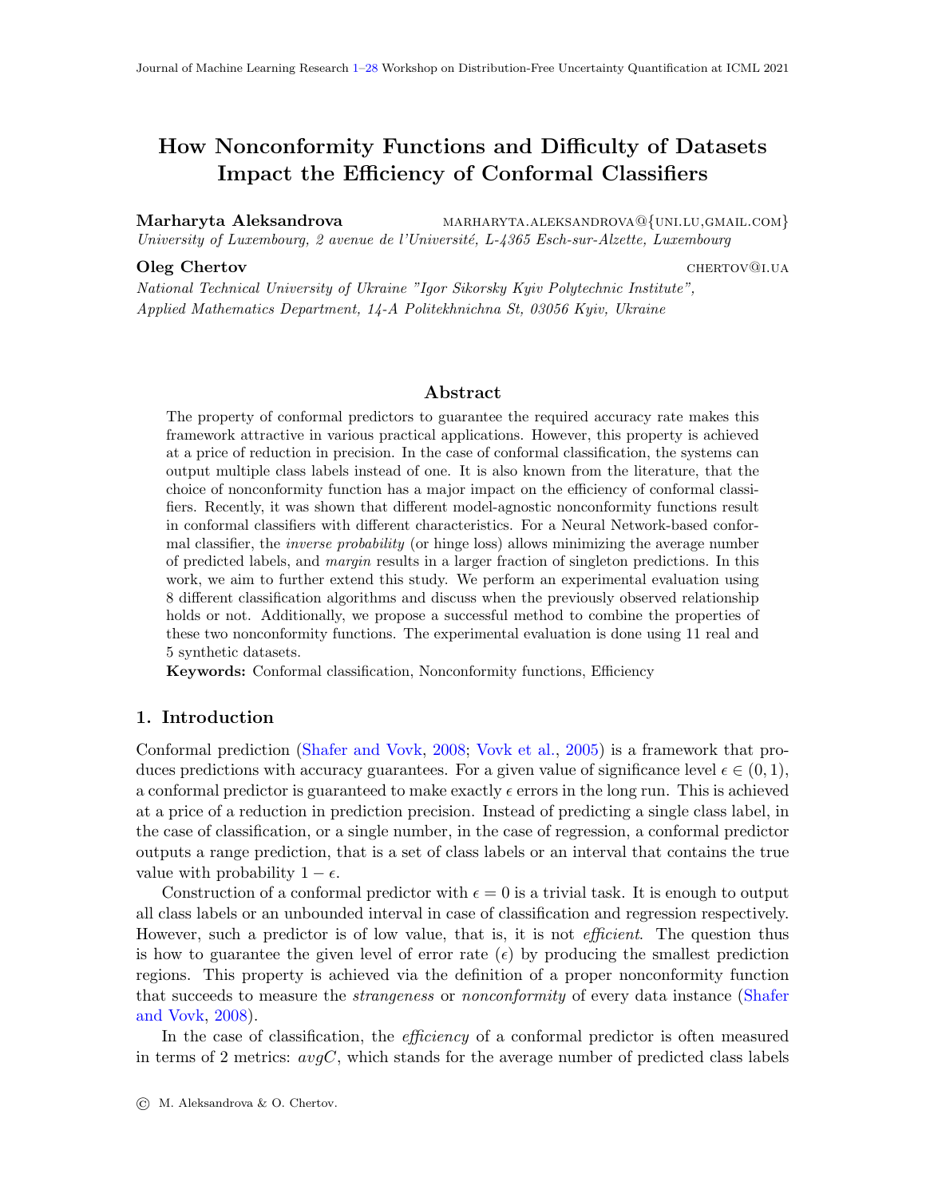# How Nonconformity Functions and Difficulty of Datasets Impact the Efficiency of Conformal Classifiers

**Marharyta Aleksandrova** MARHARYTA.ALEKSANDROVA@{UNI.LU,GMAIL.COM}
*University of Luxembourg, 2 avenue de l'Université, L-4365 Esch-sur-Alzette, Luxembourg*

**Oleg Chertov** CHERTOV@I.UA
*National Technical University of Ukraine "Igor Sikorsky Kyiv Polytechnic Institute", Applied Mathematics Department, 14-A Politekhnichna St, 03056 Kyiv, Ukraine*

## Abstract

The property of conformal predictors to guarantee the required accuracy rate makes this framework attractive in various practical applications. However, this property is achieved at a price of reduction in precision. In the case of conformal classification, the systems can output multiple class labels instead of one. It is also known from the literature, that the choice of nonconformity function has a major impact on the efficiency of conformal classifiers. Recently, it was shown that different model-agnostic nonconformity functions result in conformal classifiers with different characteristics. For a Neural Network-based conformal classifier, the *inverse probability* (or hinge loss) allows minimizing the average number of predicted labels, and *margin* results in a larger fraction of singleton predictions. In this work, we aim to further extend this study. We perform an experimental evaluation using 8 different classification algorithms and discuss when the previously observed relationship holds or not. Additionally, we propose a successful method to combine the properties of these two nonconformity functions. The experimental evaluation is done using 11 real and 5 synthetic datasets.

**Keywords:** Conformal classification, Nonconformity functions, Efficiency

## 1. Introduction

Conformal prediction (Shafer and Vovk, 2008; Vovk et al., 2005) is a framework that produces predictions with accuracy guarantees. For a given value of significance level $\epsilon \in (0, 1)$, a conformal predictor is guaranteed to make exactly $\epsilon$ errors in the long run. This is achieved at a price of a reduction in prediction precision. Instead of predicting a single class label, in the case of classification, or a single number, in the case of regression, a conformal predictor outputs a range prediction, that is a set of class labels or an interval that contains the true value with probability $1 - \epsilon$.

Construction of a conformal predictor with $\epsilon = 0$ is a trivial task. It is enough to output all class labels or an unbounded interval in case of classification and regression respectively. However, such a predictor is of low value, that is, it is not *efficient*. The question thus is how to guarantee the given level of error rate ($\epsilon$) by producing the smallest prediction regions. This property is achieved via the definition of a proper nonconformity function that succeeds to measure the *strangeness* or *nonconformity* of every data instance (Shafer and Vovk, 2008).

In the case of classification, the *efficiency* of a conformal predictor is often measured in terms of 2 metrics: *avgC*, which stands for the average number of predicted class labels

© M. Aleksandrova & O. Chertov.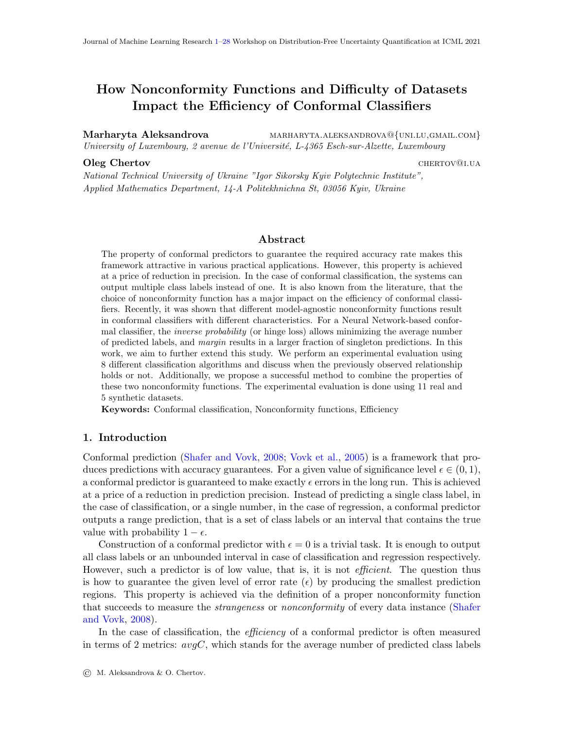# How Nonconformity Functions and Difficulty of Datasets Impact the Efficiency of Conformal Classifiers

**Marharyta Aleksandrova** marharyta.aleksandrova@{uni.lu,gmail.com}
*University of Luxembourg, 2 avenue de l'Université, L-4365 Esch-sur-Alzette, Luxembourg*

**Oleg Chertov** chertov@i.ua
*National Technical University of Ukraine "Igor Sikorsky Kyiv Polytechnic Institute", Applied Mathematics Department, 14-A Politekhnichna St, 03056 Kyiv, Ukraine*

## Abstract

The property of conformal predictors to guarantee the required accuracy rate makes this framework attractive in various practical applications. However, this property is achieved at a price of reduction in precision. In the case of conformal classification, the systems can output multiple class labels instead of one. It is also known from the literature, that the choice of nonconformity function has a major impact on the efficiency of conformal classifiers. Recently, it was shown that different model-agnostic nonconformity functions result in conformal classifiers with different characteristics. For a Neural Network-based conformal classifier, the *inverse probability* (or hinge loss) allows minimizing the average number of predicted labels, and *margin* results in a larger fraction of singleton predictions. In this work, we aim to further extend this study. We perform an experimental evaluation using 8 different classification algorithms and discuss when the previously observed relationship holds or not. Additionally, we propose a successful method to combine the properties of these two nonconformity functions. The experimental evaluation is done using 11 real and 5 synthetic datasets.

**Keywords:** Conformal classification, Nonconformity functions, Efficiency

## 1. Introduction

Conformal prediction (Shafer and Vovk, 2008; Vovk et al., 2005) is a framework that produces predictions with accuracy guarantees. For a given value of significance level $\epsilon \in (0, 1)$, a conformal predictor is guaranteed to make exactly $\epsilon$ errors in the long run. This is achieved at a price of a reduction in prediction precision. Instead of predicting a single class label, in the case of classification, or a single number, in the case of regression, a conformal predictor outputs a range prediction, that is a set of class labels or an interval that contains the true value with probability $1 - \epsilon$.

Construction of a conformal predictor with $\epsilon = 0$ is a trivial task. It is enough to output all class labels or an unbounded interval in case of classification and regression respectively. However, such a predictor is of low value, that is, it is not *efficient*. The question thus is how to guarantee the given level of error rate ($\epsilon$) by producing the smallest prediction regions. This property is achieved via the definition of a proper nonconformity function that succeeds to measure the *strangeness* or *nonconformity* of every data instance (Shafer and Vovk, 2008).

In the case of classification, the *efficiency* of a conformal predictor is often measured in terms of 2 metrics: *avgC*, which stands for the average number of predicted class labels

© M. Aleksandrova & O. Chertov.